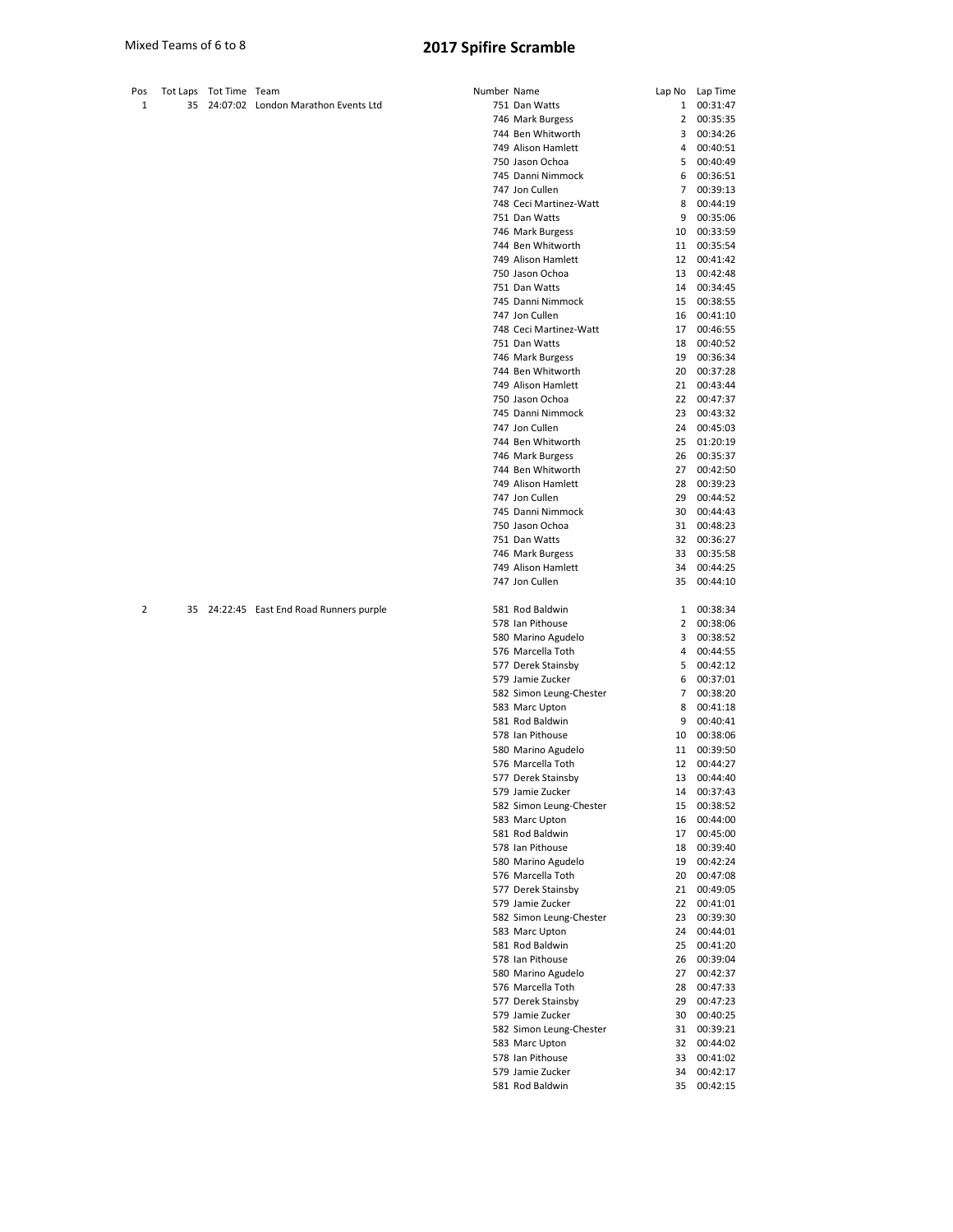Mixed Teams of 6 to 8

# 2017 Spifire Scramble

| Pos | Tot Laps | Tot Time | Team | Number | Name | Lap No | Lap Time |
|---|---|---|---|---|---|---|---|
| 1 | 35 | 24:07:02 | London Marathon Events Ltd | 751 | Dan Watts | 1 | 00:31:47 |
| | | | | 746 | Mark Burgess | 2 | 00:35:35 |
| | | | | 744 | Ben Whitworth | 3 | 00:34:26 |
| | | | | 749 | Alison Hamlett | 4 | 00:40:51 |
| | | | | 750 | Jason Ochoa | 5 | 00:40:49 |
| | | | | 745 | Danni Nimmock | 6 | 00:36:51 |
| | | | | 747 | Jon Cullen | 7 | 00:39:13 |
| | | | | 748 | Ceci Martinez-Watt | 8 | 00:44:19 |
| | | | | 751 | Dan Watts | 9 | 00:35:06 |
| | | | | 746 | Mark Burgess | 10 | 00:33:59 |
| | | | | 744 | Ben Whitworth | 11 | 00:35:54 |
| | | | | 749 | Alison Hamlett | 12 | 00:41:42 |
| | | | | 750 | Jason Ochoa | 13 | 00:42:48 |
| | | | | 751 | Dan Watts | 14 | 00:34:45 |
| | | | | 745 | Danni Nimmock | 15 | 00:38:55 |
| | | | | 747 | Jon Cullen | 16 | 00:41:10 |
| | | | | 748 | Ceci Martinez-Watt | 17 | 00:46:55 |
| | | | | 751 | Dan Watts | 18 | 00:40:52 |
| | | | | 746 | Mark Burgess | 19 | 00:36:34 |
| | | | | 744 | Ben Whitworth | 20 | 00:37:28 |
| | | | | 749 | Alison Hamlett | 21 | 00:43:44 |
| | | | | 750 | Jason Ochoa | 22 | 00:47:37 |
| | | | | 745 | Danni Nimmock | 23 | 00:43:32 |
| | | | | 747 | Jon Cullen | 24 | 00:45:03 |
| | | | | 744 | Ben Whitworth | 25 | 01:20:19 |
| | | | | 746 | Mark Burgess | 26 | 00:35:37 |
| | | | | 744 | Ben Whitworth | 27 | 00:42:50 |
| | | | | 749 | Alison Hamlett | 28 | 00:39:23 |
| | | | | 747 | Jon Cullen | 29 | 00:44:52 |
| | | | | 745 | Danni Nimmock | 30 | 00:44:43 |
| | | | | 750 | Jason Ochoa | 31 | 00:48:23 |
| | | | | 751 | Dan Watts | 32 | 00:36:27 |
| | | | | 746 | Mark Burgess | 33 | 00:35:58 |
| | | | | 749 | Alison Hamlett | 34 | 00:44:25 |
| | | | | 747 | Jon Cullen | 35 | 00:44:10 |
| 2 | 35 | 24:22:45 | East End Road Runners purple | 581 | Rod Baldwin | 1 | 00:38:34 |
| | | | | 578 | Ian Pithouse | 2 | 00:38:06 |
| | | | | 580 | Marino Agudelo | 3 | 00:38:52 |
| | | | | 576 | Marcella Toth | 4 | 00:44:55 |
| | | | | 577 | Derek Stainsby | 5 | 00:42:12 |
| | | | | 579 | Jamie Zucker | 6 | 00:37:01 |
| | | | | 582 | Simon Leung-Chester | 7 | 00:38:20 |
| | | | | 583 | Marc Upton | 8 | 00:41:18 |
| | | | | 581 | Rod Baldwin | 9 | 00:40:41 |
| | | | | 578 | Ian Pithouse | 10 | 00:38:06 |
| | | | | 580 | Marino Agudelo | 11 | 00:39:50 |
| | | | | 576 | Marcella Toth | 12 | 00:44:27 |
| | | | | 577 | Derek Stainsby | 13 | 00:44:40 |
| | | | | 579 | Jamie Zucker | 14 | 00:37:43 |
| | | | | 582 | Simon Leung-Chester | 15 | 00:38:52 |
| | | | | 583 | Marc Upton | 16 | 00:44:00 |
| | | | | 581 | Rod Baldwin | 17 | 00:45:00 |
| | | | | 578 | Ian Pithouse | 18 | 00:39:40 |
| | | | | 580 | Marino Agudelo | 19 | 00:42:24 |
| | | | | 576 | Marcella Toth | 20 | 00:47:08 |
| | | | | 577 | Derek Stainsby | 21 | 00:49:05 |
| | | | | 579 | Jamie Zucker | 22 | 00:41:01 |
| | | | | 582 | Simon Leung-Chester | 23 | 00:39:30 |
| | | | | 583 | Marc Upton | 24 | 00:44:01 |
| | | | | 581 | Rod Baldwin | 25 | 00:41:20 |
| | | | | 578 | Ian Pithouse | 26 | 00:39:04 |
| | | | | 580 | Marino Agudelo | 27 | 00:42:37 |
| | | | | 576 | Marcella Toth | 28 | 00:47:33 |
| | | | | 577 | Derek Stainsby | 29 | 00:47:23 |
| | | | | 579 | Jamie Zucker | 30 | 00:40:25 |
| | | | | 582 | Simon Leung-Chester | 31 | 00:39:21 |
| | | | | 583 | Marc Upton | 32 | 00:44:02 |
| | | | | 578 | Ian Pithouse | 33 | 00:41:02 |
| | | | | 579 | Jamie Zucker | 34 | 00:42:17 |
| | | | | 581 | Rod Baldwin | 35 | 00:42:15 |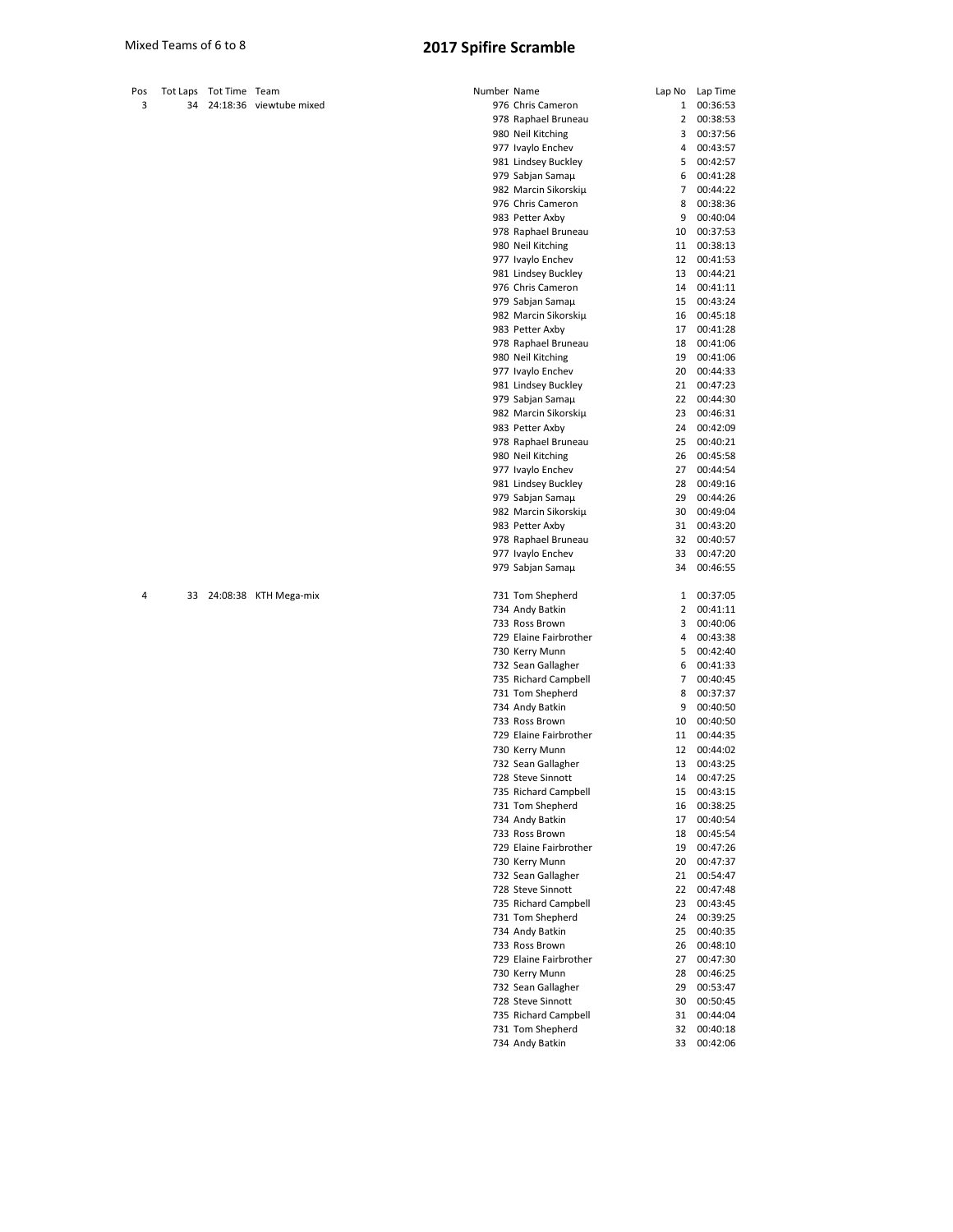Mixed Teams of 6 to 8

# 2017 Spifire Scramble

| Pos | Tot Laps | Tot Time | Team | Number | Name | Lap No | Lap Time |
|---|---|---|---|---|---|---|---|
| 3 | 34 | 24:18:36 | viewtube mixed | 976 | Chris Cameron | 1 | 00:36:53 |
| | | | | 978 | Raphael Bruneau | 2 | 00:38:53 |
| | | | | 980 | Neil Kitching | 3 | 00:37:56 |
| | | | | 977 | Ivaylo Enchev | 4 | 00:43:57 |
| | | | | 981 | Lindsey Buckley | 5 | 00:42:57 |
| | | | | 979 | Sabjan Samaµ | 6 | 00:41:28 |
| | | | | 982 | Marcin Sikorskiµ | 7 | 00:44:22 |
| | | | | 976 | Chris Cameron | 8 | 00:38:36 |
| | | | | 983 | Petter Axby | 9 | 00:40:04 |
| | | | | 978 | Raphael Bruneau | 10 | 00:37:53 |
| | | | | 980 | Neil Kitching | 11 | 00:38:13 |
| | | | | 977 | Ivaylo Enchev | 12 | 00:41:53 |
| | | | | 981 | Lindsey Buckley | 13 | 00:44:21 |
| | | | | 976 | Chris Cameron | 14 | 00:41:11 |
| | | | | 979 | Sabjan Samaµ | 15 | 00:43:24 |
| | | | | 982 | Marcin Sikorskiµ | 16 | 00:45:18 |
| | | | | 983 | Petter Axby | 17 | 00:41:28 |
| | | | | 978 | Raphael Bruneau | 18 | 00:41:06 |
| | | | | 980 | Neil Kitching | 19 | 00:41:06 |
| | | | | 977 | Ivaylo Enchev | 20 | 00:44:33 |
| | | | | 981 | Lindsey Buckley | 21 | 00:47:23 |
| | | | | 979 | Sabjan Samaµ | 22 | 00:44:30 |
| | | | | 982 | Marcin Sikorskiµ | 23 | 00:46:31 |
| | | | | 983 | Petter Axby | 24 | 00:42:09 |
| | | | | 978 | Raphael Bruneau | 25 | 00:40:21 |
| | | | | 980 | Neil Kitching | 26 | 00:45:58 |
| | | | | 977 | Ivaylo Enchev | 27 | 00:44:54 |
| | | | | 981 | Lindsey Buckley | 28 | 00:49:16 |
| | | | | 979 | Sabjan Samaµ | 29 | 00:44:26 |
| | | | | 982 | Marcin Sikorskiµ | 30 | 00:49:04 |
| | | | | 983 | Petter Axby | 31 | 00:43:20 |
| | | | | 978 | Raphael Bruneau | 32 | 00:40:57 |
| | | | | 977 | Ivaylo Enchev | 33 | 00:47:20 |
| | | | | 979 | Sabjan Samaµ | 34 | 00:46:55 |
| 4 | 33 | 24:08:38 | KTH Mega-mix | 731 | Tom Shepherd | 1 | 00:37:05 |
| | | | | 734 | Andy Batkin | 2 | 00:41:11 |
| | | | | 733 | Ross Brown | 3 | 00:40:06 |
| | | | | 729 | Elaine Fairbrother | 4 | 00:43:38 |
| | | | | 730 | Kerry Munn | 5 | 00:42:40 |
| | | | | 732 | Sean Gallagher | 6 | 00:41:33 |
| | | | | 735 | Richard Campbell | 7 | 00:40:45 |
| | | | | 731 | Tom Shepherd | 8 | 00:37:37 |
| | | | | 734 | Andy Batkin | 9 | 00:40:50 |
| | | | | 733 | Ross Brown | 10 | 00:40:50 |
| | | | | 729 | Elaine Fairbrother | 11 | 00:44:35 |
| | | | | 730 | Kerry Munn | 12 | 00:44:02 |
| | | | | 732 | Sean Gallagher | 13 | 00:43:25 |
| | | | | 728 | Steve Sinnott | 14 | 00:47:25 |
| | | | | 735 | Richard Campbell | 15 | 00:43:15 |
| | | | | 731 | Tom Shepherd | 16 | 00:38:25 |
| | | | | 734 | Andy Batkin | 17 | 00:40:54 |
| | | | | 733 | Ross Brown | 18 | 00:45:54 |
| | | | | 729 | Elaine Fairbrother | 19 | 00:47:26 |
| | | | | 730 | Kerry Munn | 20 | 00:47:37 |
| | | | | 732 | Sean Gallagher | 21 | 00:54:47 |
| | | | | 728 | Steve Sinnott | 22 | 00:47:48 |
| | | | | 735 | Richard Campbell | 23 | 00:43:45 |
| | | | | 731 | Tom Shepherd | 24 | 00:39:25 |
| | | | | 734 | Andy Batkin | 25 | 00:40:35 |
| | | | | 733 | Ross Brown | 26 | 00:48:10 |
| | | | | 729 | Elaine Fairbrother | 27 | 00:47:30 |
| | | | | 730 | Kerry Munn | 28 | 00:46:25 |
| | | | | 732 | Sean Gallagher | 29 | 00:53:47 |
| | | | | 728 | Steve Sinnott | 30 | 00:50:45 |
| | | | | 735 | Richard Campbell | 31 | 00:44:04 |
| | | | | 731 | Tom Shepherd | 32 | 00:40:18 |
| | | | | 734 | Andy Batkin | 33 | 00:42:06 |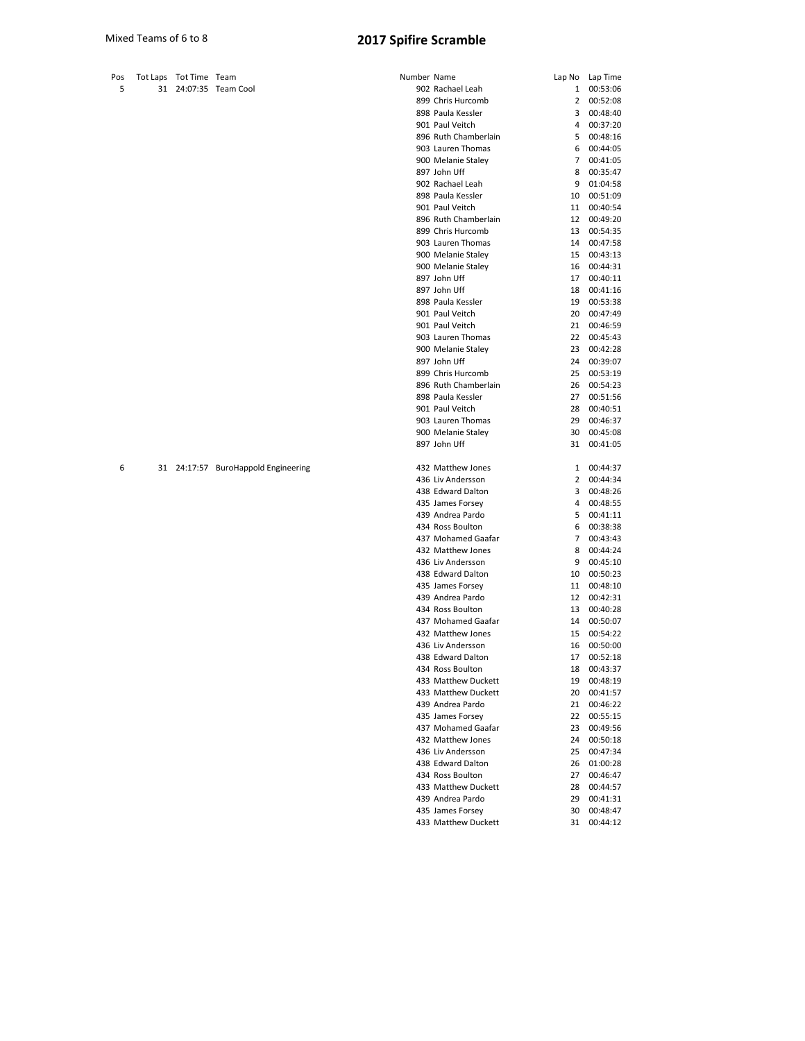Mixed Teams of 6 to 8

# 2017 Spifire Scramble

| Pos | Tot Laps | Tot Time | Team | Number | Name | Lap No | Lap Time |
|---|---|---|---|---|---|---|---|
| 5 | 31 | 24:07:35 | Team Cool | 902 | Rachael Leah | 1 | 00:53:06 |
| | | | | 899 | Chris Hurcomb | 2 | 00:52:08 |
| | | | | 898 | Paula Kessler | 3 | 00:48:40 |
| | | | | 901 | Paul Veitch | 4 | 00:37:20 |
| | | | | 896 | Ruth Chamberlain | 5 | 00:48:16 |
| | | | | 903 | Lauren Thomas | 6 | 00:44:05 |
| | | | | 900 | Melanie Staley | 7 | 00:41:05 |
| | | | | 897 | John Uff | 8 | 00:35:47 |
| | | | | 902 | Rachael Leah | 9 | 01:04:58 |
| | | | | 898 | Paula Kessler | 10 | 00:51:09 |
| | | | | 901 | Paul Veitch | 11 | 00:40:54 |
| | | | | 896 | Ruth Chamberlain | 12 | 00:49:20 |
| | | | | 899 | Chris Hurcomb | 13 | 00:54:35 |
| | | | | 903 | Lauren Thomas | 14 | 00:47:58 |
| | | | | 900 | Melanie Staley | 15 | 00:43:13 |
| | | | | 900 | Melanie Staley | 16 | 00:44:31 |
| | | | | 897 | John Uff | 17 | 00:40:11 |
| | | | | 897 | John Uff | 18 | 00:41:16 |
| | | | | 898 | Paula Kessler | 19 | 00:53:38 |
| | | | | 901 | Paul Veitch | 20 | 00:47:49 |
| | | | | 901 | Paul Veitch | 21 | 00:46:59 |
| | | | | 903 | Lauren Thomas | 22 | 00:45:43 |
| | | | | 900 | Melanie Staley | 23 | 00:42:28 |
| | | | | 897 | John Uff | 24 | 00:39:07 |
| | | | | 899 | Chris Hurcomb | 25 | 00:53:19 |
| | | | | 896 | Ruth Chamberlain | 26 | 00:54:23 |
| | | | | 898 | Paula Kessler | 27 | 00:51:56 |
| | | | | 901 | Paul Veitch | 28 | 00:40:51 |
| | | | | 903 | Lauren Thomas | 29 | 00:46:37 |
| | | | | 900 | Melanie Staley | 30 | 00:45:08 |
| | | | | 897 | John Uff | 31 | 00:41:05 |
| 6 | 31 | 24:17:57 | BuroHappold Engineering | 432 | Matthew Jones | 1 | 00:44:37 |
| | | | | 436 | Liv Andersson | 2 | 00:44:34 |
| | | | | 438 | Edward Dalton | 3 | 00:48:26 |
| | | | | 435 | James Forsey | 4 | 00:48:55 |
| | | | | 439 | Andrea Pardo | 5 | 00:41:11 |
| | | | | 434 | Ross Boulton | 6 | 00:38:38 |
| | | | | 437 | Mohamed Gaafar | 7 | 00:43:43 |
| | | | | 432 | Matthew Jones | 8 | 00:44:24 |
| | | | | 436 | Liv Andersson | 9 | 00:45:10 |
| | | | | 438 | Edward Dalton | 10 | 00:50:23 |
| | | | | 435 | James Forsey | 11 | 00:48:10 |
| | | | | 439 | Andrea Pardo | 12 | 00:42:31 |
| | | | | 434 | Ross Boulton | 13 | 00:40:28 |
| | | | | 437 | Mohamed Gaafar | 14 | 00:50:07 |
| | | | | 432 | Matthew Jones | 15 | 00:54:22 |
| | | | | 436 | Liv Andersson | 16 | 00:50:00 |
| | | | | 438 | Edward Dalton | 17 | 00:52:18 |
| | | | | 434 | Ross Boulton | 18 | 00:43:37 |
| | | | | 433 | Matthew Duckett | 19 | 00:48:19 |
| | | | | 433 | Matthew Duckett | 20 | 00:41:57 |
| | | | | 439 | Andrea Pardo | 21 | 00:46:22 |
| | | | | 435 | James Forsey | 22 | 00:55:15 |
| | | | | 437 | Mohamed Gaafar | 23 | 00:49:56 |
| | | | | 432 | Matthew Jones | 24 | 00:50:18 |
| | | | | 436 | Liv Andersson | 25 | 00:47:34 |
| | | | | 438 | Edward Dalton | 26 | 01:00:28 |
| | | | | 434 | Ross Boulton | 27 | 00:46:47 |
| | | | | 433 | Matthew Duckett | 28 | 00:44:57 |
| | | | | 439 | Andrea Pardo | 29 | 00:41:31 |
| | | | | 435 | James Forsey | 30 | 00:48:47 |
| | | | | 433 | Matthew Duckett | 31 | 00:44:12 |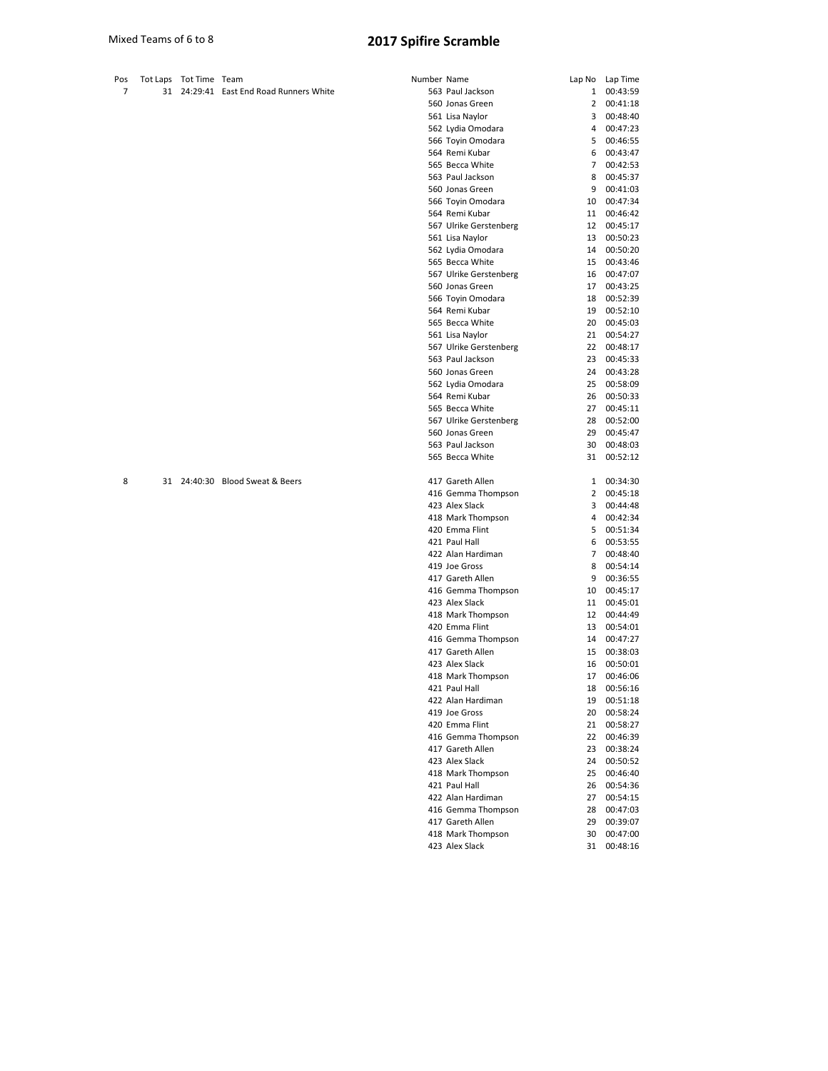Mixed Teams of 6 to 8

# 2017 Spifire Scramble

| Pos | Tot Laps | Tot Time | Team | Number | Name | Lap No | Lap Time |
|---|---|---|---|---|---|---|---|
| 7 | 31 | 24:29:41 | East End Road Runners White | 563 | Paul Jackson | 1 | 00:43:59 |
| | | | | 560 | Jonas Green | 2 | 00:41:18 |
| | | | | 561 | Lisa Naylor | 3 | 00:48:40 |
| | | | | 562 | Lydia Omodara | 4 | 00:47:23 |
| | | | | 566 | Toyin Omodara | 5 | 00:46:55 |
| | | | | 564 | Remi Kubar | 6 | 00:43:47 |
| | | | | 565 | Becca White | 7 | 00:42:53 |
| | | | | 563 | Paul Jackson | 8 | 00:45:37 |
| | | | | 560 | Jonas Green | 9 | 00:41:03 |
| | | | | 566 | Toyin Omodara | 10 | 00:47:34 |
| | | | | 564 | Remi Kubar | 11 | 00:46:42 |
| | | | | 567 | Ulrike Gerstenberg | 12 | 00:45:17 |
| | | | | 561 | Lisa Naylor | 13 | 00:50:23 |
| | | | | 562 | Lydia Omodara | 14 | 00:50:20 |
| | | | | 565 | Becca White | 15 | 00:43:46 |
| | | | | 567 | Ulrike Gerstenberg | 16 | 00:47:07 |
| | | | | 560 | Jonas Green | 17 | 00:43:25 |
| | | | | 566 | Toyin Omodara | 18 | 00:52:39 |
| | | | | 564 | Remi Kubar | 19 | 00:52:10 |
| | | | | 565 | Becca White | 20 | 00:45:03 |
| | | | | 561 | Lisa Naylor | 21 | 00:54:27 |
| | | | | 567 | Ulrike Gerstenberg | 22 | 00:48:17 |
| | | | | 563 | Paul Jackson | 23 | 00:45:33 |
| | | | | 560 | Jonas Green | 24 | 00:43:28 |
| | | | | 562 | Lydia Omodara | 25 | 00:58:09 |
| | | | | 564 | Remi Kubar | 26 | 00:50:33 |
| | | | | 565 | Becca White | 27 | 00:45:11 |
| | | | | 567 | Ulrike Gerstenberg | 28 | 00:52:00 |
| | | | | 560 | Jonas Green | 29 | 00:45:47 |
| | | | | 563 | Paul Jackson | 30 | 00:48:03 |
| | | | | 565 | Becca White | 31 | 00:52:12 |
| 8 | 31 | 24:40:30 | Blood Sweat & Beers | 417 | Gareth Allen | 1 | 00:34:30 |
| | | | | 416 | Gemma Thompson | 2 | 00:45:18 |
| | | | | 423 | Alex Slack | 3 | 00:44:48 |
| | | | | 418 | Mark Thompson | 4 | 00:42:34 |
| | | | | 420 | Emma Flint | 5 | 00:51:34 |
| | | | | 421 | Paul Hall | 6 | 00:53:55 |
| | | | | 422 | Alan Hardiman | 7 | 00:48:40 |
| | | | | 419 | Joe Gross | 8 | 00:54:14 |
| | | | | 417 | Gareth Allen | 9 | 00:36:55 |
| | | | | 416 | Gemma Thompson | 10 | 00:45:17 |
| | | | | 423 | Alex Slack | 11 | 00:45:01 |
| | | | | 418 | Mark Thompson | 12 | 00:44:49 |
| | | | | 420 | Emma Flint | 13 | 00:54:01 |
| | | | | 416 | Gemma Thompson | 14 | 00:47:27 |
| | | | | 417 | Gareth Allen | 15 | 00:38:03 |
| | | | | 423 | Alex Slack | 16 | 00:50:01 |
| | | | | 418 | Mark Thompson | 17 | 00:46:06 |
| | | | | 421 | Paul Hall | 18 | 00:56:16 |
| | | | | 422 | Alan Hardiman | 19 | 00:51:18 |
| | | | | 419 | Joe Gross | 20 | 00:58:24 |
| | | | | 420 | Emma Flint | 21 | 00:58:27 |
| | | | | 416 | Gemma Thompson | 22 | 00:46:39 |
| | | | | 417 | Gareth Allen | 23 | 00:38:24 |
| | | | | 423 | Alex Slack | 24 | 00:50:52 |
| | | | | 418 | Mark Thompson | 25 | 00:46:40 |
| | | | | 421 | Paul Hall | 26 | 00:54:36 |
| | | | | 422 | Alan Hardiman | 27 | 00:54:15 |
| | | | | 416 | Gemma Thompson | 28 | 00:47:03 |
| | | | | 417 | Gareth Allen | 29 | 00:39:07 |
| | | | | 418 | Mark Thompson | 30 | 00:47:00 |
| | | | | 423 | Alex Slack | 31 | 00:48:16 |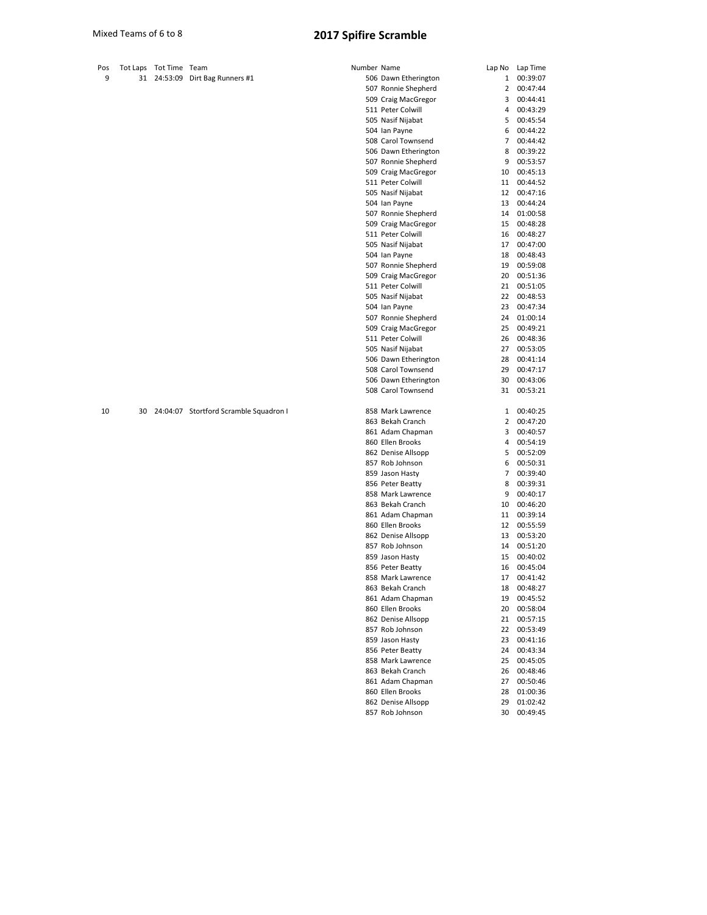Mixed Teams of 6 to 8

# 2017 Spifire Scramble

| Pos | Tot Laps | Tot Time | Team | Number | Name | Lap No | Lap Time |
|---|---|---|---|---|---|---|---|
| 9 | 31 | 24:53:09 | Dirt Bag Runners #1 | 506 | Dawn Etherington | 1 | 00:39:07 |
| | | | | 507 | Ronnie Shepherd | 2 | 00:47:44 |
| | | | | 509 | Craig MacGregor | 3 | 00:44:41 |
| | | | | 511 | Peter Colwill | 4 | 00:43:29 |
| | | | | 505 | Nasif Nijabat | 5 | 00:45:54 |
| | | | | 504 | Ian Payne | 6 | 00:44:22 |
| | | | | 508 | Carol Townsend | 7 | 00:44:42 |
| | | | | 506 | Dawn Etherington | 8 | 00:39:22 |
| | | | | 507 | Ronnie Shepherd | 9 | 00:53:57 |
| | | | | 509 | Craig MacGregor | 10 | 00:45:13 |
| | | | | 511 | Peter Colwill | 11 | 00:44:52 |
| | | | | 505 | Nasif Nijabat | 12 | 00:47:16 |
| | | | | 504 | Ian Payne | 13 | 00:44:24 |
| | | | | 507 | Ronnie Shepherd | 14 | 01:00:58 |
| | | | | 509 | Craig MacGregor | 15 | 00:48:28 |
| | | | | 511 | Peter Colwill | 16 | 00:48:27 |
| | | | | 505 | Nasif Nijabat | 17 | 00:47:00 |
| | | | | 504 | Ian Payne | 18 | 00:48:43 |
| | | | | 507 | Ronnie Shepherd | 19 | 00:59:08 |
| | | | | 509 | Craig MacGregor | 20 | 00:51:36 |
| | | | | 511 | Peter Colwill | 21 | 00:51:05 |
| | | | | 505 | Nasif Nijabat | 22 | 00:48:53 |
| | | | | 504 | Ian Payne | 23 | 00:47:34 |
| | | | | 507 | Ronnie Shepherd | 24 | 01:00:14 |
| | | | | 509 | Craig MacGregor | 25 | 00:49:21 |
| | | | | 511 | Peter Colwill | 26 | 00:48:36 |
| | | | | 505 | Nasif Nijabat | 27 | 00:53:05 |
| | | | | 506 | Dawn Etherington | 28 | 00:41:14 |
| | | | | 508 | Carol Townsend | 29 | 00:47:17 |
| | | | | 506 | Dawn Etherington | 30 | 00:43:06 |
| | | | | 508 | Carol Townsend | 31 | 00:53:21 |
| 10 | 30 | 24:04:07 | Stortford Scramble Squadron I | 858 | Mark Lawrence | 1 | 00:40:25 |
| | | | | 863 | Bekah Cranch | 2 | 00:47:20 |
| | | | | 861 | Adam Chapman | 3 | 00:40:57 |
| | | | | 860 | Ellen Brooks | 4 | 00:54:19 |
| | | | | 862 | Denise Allsopp | 5 | 00:52:09 |
| | | | | 857 | Rob Johnson | 6 | 00:50:31 |
| | | | | 859 | Jason Hasty | 7 | 00:39:40 |
| | | | | 856 | Peter Beatty | 8 | 00:39:31 |
| | | | | 858 | Mark Lawrence | 9 | 00:40:17 |
| | | | | 863 | Bekah Cranch | 10 | 00:46:20 |
| | | | | 861 | Adam Chapman | 11 | 00:39:14 |
| | | | | 860 | Ellen Brooks | 12 | 00:55:59 |
| | | | | 862 | Denise Allsopp | 13 | 00:53:20 |
| | | | | 857 | Rob Johnson | 14 | 00:51:20 |
| | | | | 859 | Jason Hasty | 15 | 00:40:02 |
| | | | | 856 | Peter Beatty | 16 | 00:45:04 |
| | | | | 858 | Mark Lawrence | 17 | 00:41:42 |
| | | | | 863 | Bekah Cranch | 18 | 00:48:27 |
| | | | | 861 | Adam Chapman | 19 | 00:45:52 |
| | | | | 860 | Ellen Brooks | 20 | 00:58:04 |
| | | | | 862 | Denise Allsopp | 21 | 00:57:15 |
| | | | | 857 | Rob Johnson | 22 | 00:53:49 |
| | | | | 859 | Jason Hasty | 23 | 00:41:16 |
| | | | | 856 | Peter Beatty | 24 | 00:43:34 |
| | | | | 858 | Mark Lawrence | 25 | 00:45:05 |
| | | | | 863 | Bekah Cranch | 26 | 00:48:46 |
| | | | | 861 | Adam Chapman | 27 | 00:50:46 |
| | | | | 860 | Ellen Brooks | 28 | 01:00:36 |
| | | | | 862 | Denise Allsopp | 29 | 01:02:42 |
| | | | | 857 | Rob Johnson | 30 | 00:49:45 |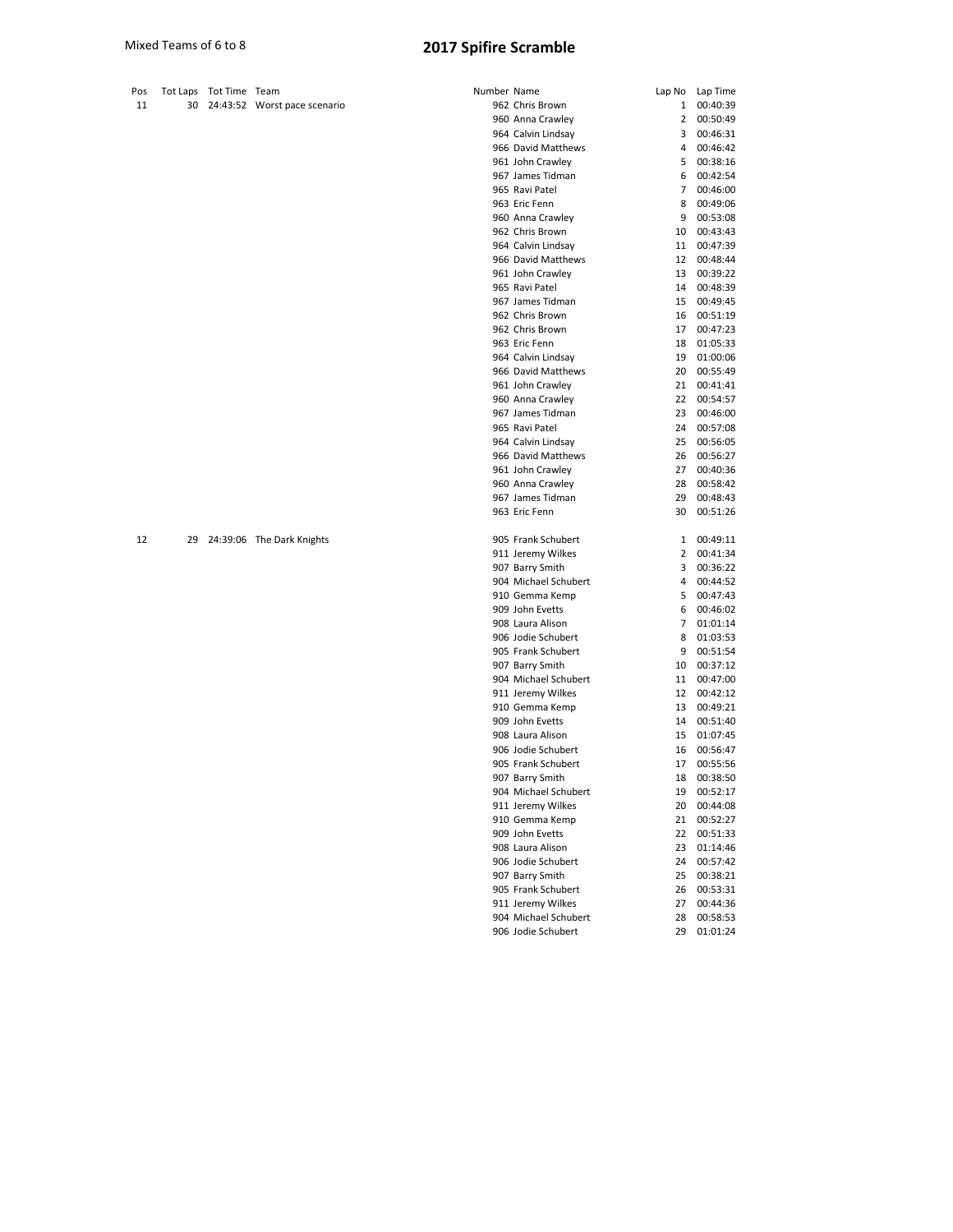Mixed Teams of 6 to 8

# 2017 Spifire Scramble

| Pos | Tot Laps | Tot Time | Team | Number | Name | Lap No | Lap Time |
|---|---|---|---|---|---|---|---|
| 11 | 30 | 24:43:52 | Worst pace scenario | 962 | Chris Brown | 1 | 00:40:39 |
| | | | | 960 | Anna Crawley | 2 | 00:50:49 |
| | | | | 964 | Calvin Lindsay | 3 | 00:46:31 |
| | | | | 966 | David Matthews | 4 | 00:46:42 |
| | | | | 961 | John Crawley | 5 | 00:38:16 |
| | | | | 967 | James Tidman | 6 | 00:42:54 |
| | | | | 965 | Ravi Patel | 7 | 00:46:00 |
| | | | | 963 | Eric Fenn | 8 | 00:49:06 |
| | | | | 960 | Anna Crawley | 9 | 00:53:08 |
| | | | | 962 | Chris Brown | 10 | 00:43:43 |
| | | | | 964 | Calvin Lindsay | 11 | 00:47:39 |
| | | | | 966 | David Matthews | 12 | 00:48:44 |
| | | | | 961 | John Crawley | 13 | 00:39:22 |
| | | | | 965 | Ravi Patel | 14 | 00:48:39 |
| | | | | 967 | James Tidman | 15 | 00:49:45 |
| | | | | 962 | Chris Brown | 16 | 00:51:19 |
| | | | | 962 | Chris Brown | 17 | 00:47:23 |
| | | | | 963 | Eric Fenn | 18 | 01:05:33 |
| | | | | 964 | Calvin Lindsay | 19 | 01:00:06 |
| | | | | 966 | David Matthews | 20 | 00:55:49 |
| | | | | 961 | John Crawley | 21 | 00:41:41 |
| | | | | 960 | Anna Crawley | 22 | 00:54:57 |
| | | | | 967 | James Tidman | 23 | 00:46:00 |
| | | | | 965 | Ravi Patel | 24 | 00:57:08 |
| | | | | 964 | Calvin Lindsay | 25 | 00:56:05 |
| | | | | 966 | David Matthews | 26 | 00:56:27 |
| | | | | 961 | John Crawley | 27 | 00:40:36 |
| | | | | 960 | Anna Crawley | 28 | 00:58:42 |
| | | | | 967 | James Tidman | 29 | 00:48:43 |
| | | | | 963 | Eric Fenn | 30 | 00:51:26 |
| 12 | 29 | 24:39:06 | The Dark Knights | 905 | Frank Schubert | 1 | 00:49:11 |
| | | | | 911 | Jeremy Wilkes | 2 | 00:41:34 |
| | | | | 907 | Barry Smith | 3 | 00:36:22 |
| | | | | 904 | Michael Schubert | 4 | 00:44:52 |
| | | | | 910 | Gemma Kemp | 5 | 00:47:43 |
| | | | | 909 | John Evetts | 6 | 00:46:02 |
| | | | | 908 | Laura Alison | 7 | 01:01:14 |
| | | | | 906 | Jodie Schubert | 8 | 01:03:53 |
| | | | | 905 | Frank Schubert | 9 | 00:51:54 |
| | | | | 907 | Barry Smith | 10 | 00:37:12 |
| | | | | 904 | Michael Schubert | 11 | 00:47:00 |
| | | | | 911 | Jeremy Wilkes | 12 | 00:42:12 |
| | | | | 910 | Gemma Kemp | 13 | 00:49:21 |
| | | | | 909 | John Evetts | 14 | 00:51:40 |
| | | | | 908 | Laura Alison | 15 | 01:07:45 |
| | | | | 906 | Jodie Schubert | 16 | 00:56:47 |
| | | | | 905 | Frank Schubert | 17 | 00:55:56 |
| | | | | 907 | Barry Smith | 18 | 00:38:50 |
| | | | | 904 | Michael Schubert | 19 | 00:52:17 |
| | | | | 911 | Jeremy Wilkes | 20 | 00:44:08 |
| | | | | 910 | Gemma Kemp | 21 | 00:52:27 |
| | | | | 909 | John Evetts | 22 | 00:51:33 |
| | | | | 908 | Laura Alison | 23 | 01:14:46 |
| | | | | 906 | Jodie Schubert | 24 | 00:57:42 |
| | | | | 907 | Barry Smith | 25 | 00:38:21 |
| | | | | 905 | Frank Schubert | 26 | 00:53:31 |
| | | | | 911 | Jeremy Wilkes | 27 | 00:44:36 |
| | | | | 904 | Michael Schubert | 28 | 00:58:53 |
| | | | | 906 | Jodie Schubert | 29 | 01:01:24 |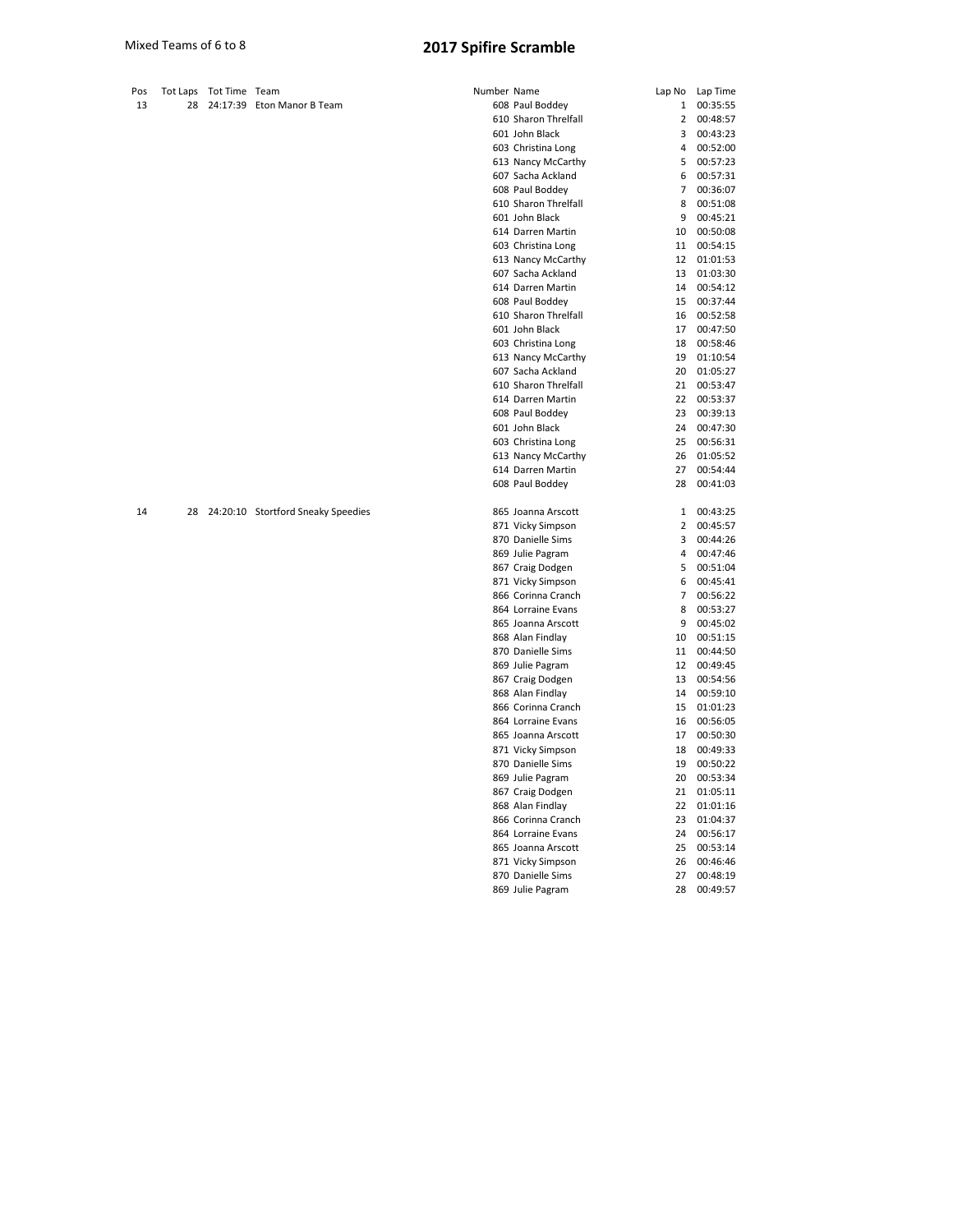Mixed Teams of 6 to 8

# 2017 Spifire Scramble

| Pos | Tot Laps | Tot Time | Team | Number | Name | Lap No | Lap Time |
|---|---|---|---|---|---|---|---|
| 13 | 28 | 24:17:39 | Eton Manor B Team | 608 | Paul Boddey | 1 | 00:35:55 |
| | | | | 610 | Sharon Threlfall | 2 | 00:48:57 |
| | | | | 601 | John Black | 3 | 00:43:23 |
| | | | | 603 | Christina Long | 4 | 00:52:00 |
| | | | | 613 | Nancy McCarthy | 5 | 00:57:23 |
| | | | | 607 | Sacha Ackland | 6 | 00:57:31 |
| | | | | 608 | Paul Boddey | 7 | 00:36:07 |
| | | | | 610 | Sharon Threlfall | 8 | 00:51:08 |
| | | | | 601 | John Black | 9 | 00:45:21 |
| | | | | 614 | Darren Martin | 10 | 00:50:08 |
| | | | | 603 | Christina Long | 11 | 00:54:15 |
| | | | | 613 | Nancy McCarthy | 12 | 01:01:53 |
| | | | | 607 | Sacha Ackland | 13 | 01:03:30 |
| | | | | 614 | Darren Martin | 14 | 00:54:12 |
| | | | | 608 | Paul Boddey | 15 | 00:37:44 |
| | | | | 610 | Sharon Threlfall | 16 | 00:52:58 |
| | | | | 601 | John Black | 17 | 00:47:50 |
| | | | | 603 | Christina Long | 18 | 00:58:46 |
| | | | | 613 | Nancy McCarthy | 19 | 01:10:54 |
| | | | | 607 | Sacha Ackland | 20 | 01:05:27 |
| | | | | 610 | Sharon Threlfall | 21 | 00:53:47 |
| | | | | 614 | Darren Martin | 22 | 00:53:37 |
| | | | | 608 | Paul Boddey | 23 | 00:39:13 |
| | | | | 601 | John Black | 24 | 00:47:30 |
| | | | | 603 | Christina Long | 25 | 00:56:31 |
| | | | | 613 | Nancy McCarthy | 26 | 01:05:52 |
| | | | | 614 | Darren Martin | 27 | 00:54:44 |
| | | | | 608 | Paul Boddey | 28 | 00:41:03 |
| 14 | 28 | 24:20:10 | Stortford Sneaky Speedies | 865 | Joanna Arscott | 1 | 00:43:25 |
| | | | | 871 | Vicky Simpson | 2 | 00:45:57 |
| | | | | 870 | Danielle Sims | 3 | 00:44:26 |
| | | | | 869 | Julie Pagram | 4 | 00:47:46 |
| | | | | 867 | Craig Dodgen | 5 | 00:51:04 |
| | | | | 871 | Vicky Simpson | 6 | 00:45:41 |
| | | | | 866 | Corinna Cranch | 7 | 00:56:22 |
| | | | | 864 | Lorraine Evans | 8 | 00:53:27 |
| | | | | 865 | Joanna Arscott | 9 | 00:45:02 |
| | | | | 868 | Alan Findlay | 10 | 00:51:15 |
| | | | | 870 | Danielle Sims | 11 | 00:44:50 |
| | | | | 869 | Julie Pagram | 12 | 00:49:45 |
| | | | | 867 | Craig Dodgen | 13 | 00:54:56 |
| | | | | 868 | Alan Findlay | 14 | 00:59:10 |
| | | | | 866 | Corinna Cranch | 15 | 01:01:23 |
| | | | | 864 | Lorraine Evans | 16 | 00:56:05 |
| | | | | 865 | Joanna Arscott | 17 | 00:50:30 |
| | | | | 871 | Vicky Simpson | 18 | 00:49:33 |
| | | | | 870 | Danielle Sims | 19 | 00:50:22 |
| | | | | 869 | Julie Pagram | 20 | 00:53:34 |
| | | | | 867 | Craig Dodgen | 21 | 01:05:11 |
| | | | | 868 | Alan Findlay | 22 | 01:01:16 |
| | | | | 866 | Corinna Cranch | 23 | 01:04:37 |
| | | | | 864 | Lorraine Evans | 24 | 00:56:17 |
| | | | | 865 | Joanna Arscott | 25 | 00:53:14 |
| | | | | 871 | Vicky Simpson | 26 | 00:46:46 |
| | | | | 870 | Danielle Sims | 27 | 00:48:19 |
| | | | | 869 | Julie Pagram | 28 | 00:49:57 |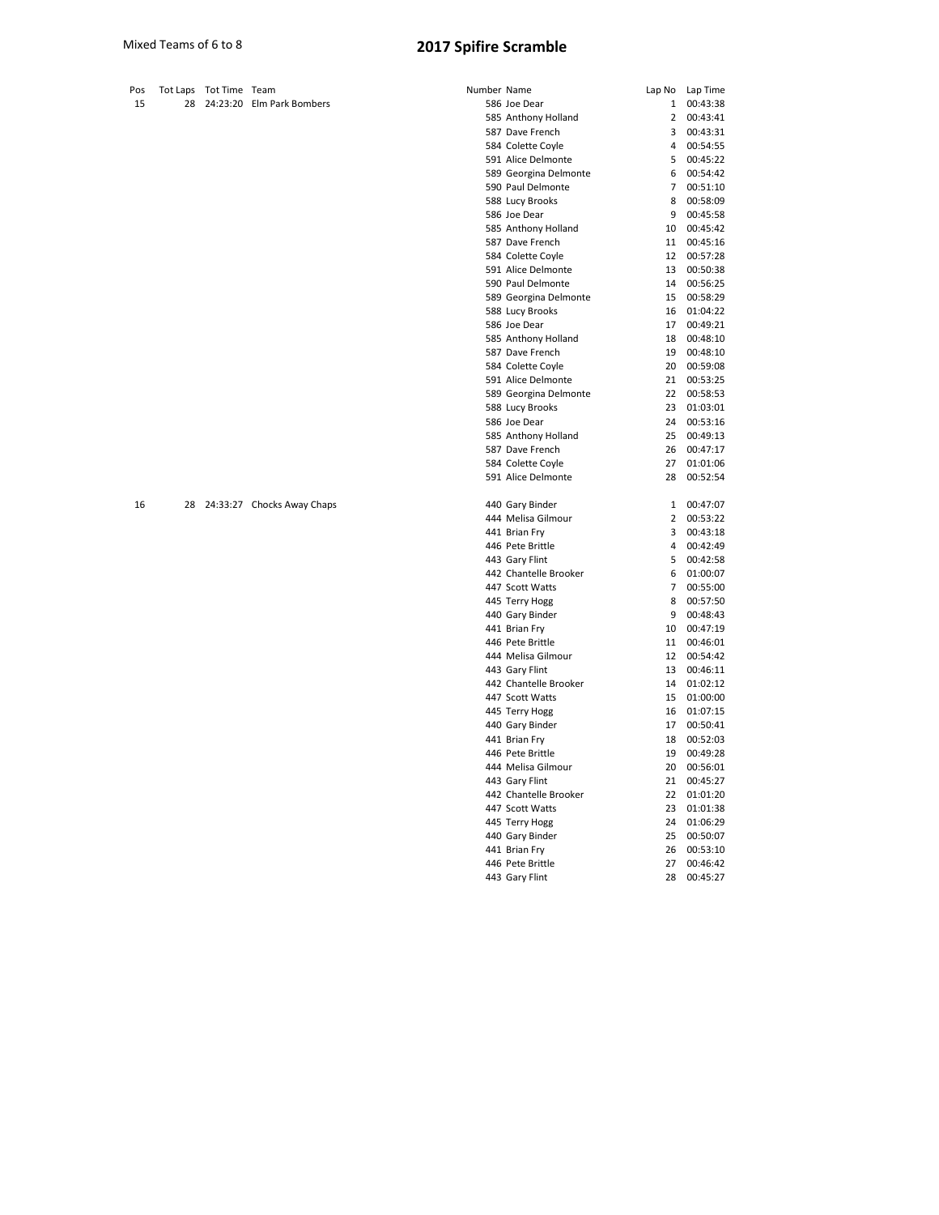Mixed Teams of 6 to 8

# 2017 Spifire Scramble

| Pos | Tot Laps | Tot Time | Team | Number | Name | Lap No | Lap Time |
|---|---|---|---|---|---|---|---|
| 15 | 28 | 24:23:20 | Elm Park Bombers | 586 | Joe Dear | 1 | 00:43:38 |
| | | | | 585 | Anthony Holland | 2 | 00:43:41 |
| | | | | 587 | Dave French | 3 | 00:43:31 |
| | | | | 584 | Colette Coyle | 4 | 00:54:55 |
| | | | | 591 | Alice Delmonte | 5 | 00:45:22 |
| | | | | 589 | Georgina Delmonte | 6 | 00:54:42 |
| | | | | 590 | Paul Delmonte | 7 | 00:51:10 |
| | | | | 588 | Lucy Brooks | 8 | 00:58:09 |
| | | | | 586 | Joe Dear | 9 | 00:45:58 |
| | | | | 585 | Anthony Holland | 10 | 00:45:42 |
| | | | | 587 | Dave French | 11 | 00:45:16 |
| | | | | 584 | Colette Coyle | 12 | 00:57:28 |
| | | | | 591 | Alice Delmonte | 13 | 00:50:38 |
| | | | | 590 | Paul Delmonte | 14 | 00:56:25 |
| | | | | 589 | Georgina Delmonte | 15 | 00:58:29 |
| | | | | 588 | Lucy Brooks | 16 | 01:04:22 |
| | | | | 586 | Joe Dear | 17 | 00:49:21 |
| | | | | 585 | Anthony Holland | 18 | 00:48:10 |
| | | | | 587 | Dave French | 19 | 00:48:10 |
| | | | | 584 | Colette Coyle | 20 | 00:59:08 |
| | | | | 591 | Alice Delmonte | 21 | 00:53:25 |
| | | | | 589 | Georgina Delmonte | 22 | 00:58:53 |
| | | | | 588 | Lucy Brooks | 23 | 01:03:01 |
| | | | | 586 | Joe Dear | 24 | 00:53:16 |
| | | | | 585 | Anthony Holland | 25 | 00:49:13 |
| | | | | 587 | Dave French | 26 | 00:47:17 |
| | | | | 584 | Colette Coyle | 27 | 01:01:06 |
| | | | | 591 | Alice Delmonte | 28 | 00:52:54 |
| 16 | 28 | 24:33:27 | Chocks Away Chaps | 440 | Gary Binder | 1 | 00:47:07 |
| | | | | 444 | Melisa Gilmour | 2 | 00:53:22 |
| | | | | 441 | Brian Fry | 3 | 00:43:18 |
| | | | | 446 | Pete Brittle | 4 | 00:42:49 |
| | | | | 443 | Gary Flint | 5 | 00:42:58 |
| | | | | 442 | Chantelle Brooker | 6 | 01:00:07 |
| | | | | 447 | Scott Watts | 7 | 00:55:00 |
| | | | | 445 | Terry Hogg | 8 | 00:57:50 |
| | | | | 440 | Gary Binder | 9 | 00:48:43 |
| | | | | 441 | Brian Fry | 10 | 00:47:19 |
| | | | | 446 | Pete Brittle | 11 | 00:46:01 |
| | | | | 444 | Melisa Gilmour | 12 | 00:54:42 |
| | | | | 443 | Gary Flint | 13 | 00:46:11 |
| | | | | 442 | Chantelle Brooker | 14 | 01:02:12 |
| | | | | 447 | Scott Watts | 15 | 01:00:00 |
| | | | | 445 | Terry Hogg | 16 | 01:07:15 |
| | | | | 440 | Gary Binder | 17 | 00:50:41 |
| | | | | 441 | Brian Fry | 18 | 00:52:03 |
| | | | | 446 | Pete Brittle | 19 | 00:49:28 |
| | | | | 444 | Melisa Gilmour | 20 | 00:56:01 |
| | | | | 443 | Gary Flint | 21 | 00:45:27 |
| | | | | 442 | Chantelle Brooker | 22 | 01:01:20 |
| | | | | 447 | Scott Watts | 23 | 01:01:38 |
| | | | | 445 | Terry Hogg | 24 | 01:06:29 |
| | | | | 440 | Gary Binder | 25 | 00:50:07 |
| | | | | 441 | Brian Fry | 26 | 00:53:10 |
| | | | | 446 | Pete Brittle | 27 | 00:46:42 |
| | | | | 443 | Gary Flint | 28 | 00:45:27 |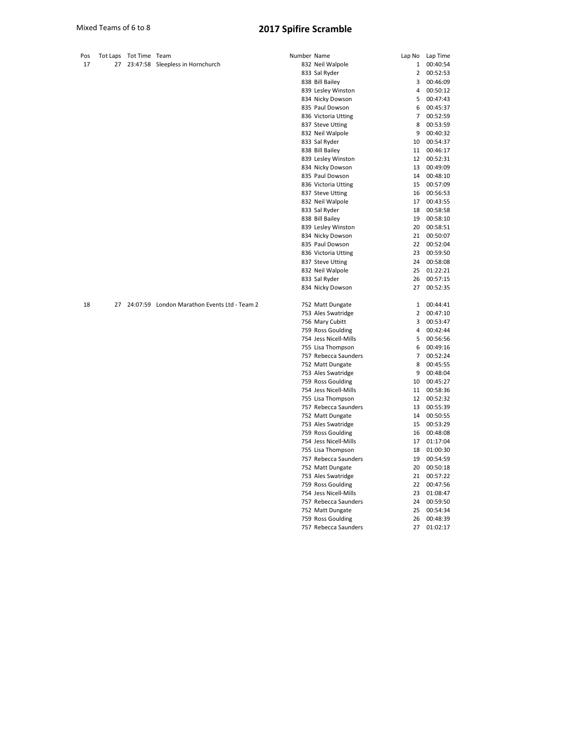Mixed Teams of 6 to 8

# 2017 Spifire Scramble

| Pos | Tot Laps | Tot Time | Team | Number | Name | Lap No | Lap Time |
|---|---|---|---|---|---|---|---|
| 17 | 27 | 23:47:58 | Sleepless in Hornchurch | 832 | Neil Walpole | 1 | 00:40:54 |
| | | | | 833 | Sal Ryder | 2 | 00:52:53 |
| | | | | 838 | Bill Bailey | 3 | 00:46:09 |
| | | | | 839 | Lesley Winston | 4 | 00:50:12 |
| | | | | 834 | Nicky Dowson | 5 | 00:47:43 |
| | | | | 835 | Paul Dowson | 6 | 00:45:37 |
| | | | | 836 | Victoria Utting | 7 | 00:52:59 |
| | | | | 837 | Steve Utting | 8 | 00:53:59 |
| | | | | 832 | Neil Walpole | 9 | 00:40:32 |
| | | | | 833 | Sal Ryder | 10 | 00:54:37 |
| | | | | 838 | Bill Bailey | 11 | 00:46:17 |
| | | | | 839 | Lesley Winston | 12 | 00:52:31 |
| | | | | 834 | Nicky Dowson | 13 | 00:49:09 |
| | | | | 835 | Paul Dowson | 14 | 00:48:10 |
| | | | | 836 | Victoria Utting | 15 | 00:57:09 |
| | | | | 837 | Steve Utting | 16 | 00:56:53 |
| | | | | 832 | Neil Walpole | 17 | 00:43:55 |
| | | | | 833 | Sal Ryder | 18 | 00:58:58 |
| | | | | 838 | Bill Bailey | 19 | 00:58:10 |
| | | | | 839 | Lesley Winston | 20 | 00:58:51 |
| | | | | 834 | Nicky Dowson | 21 | 00:50:07 |
| | | | | 835 | Paul Dowson | 22 | 00:52:04 |
| | | | | 836 | Victoria Utting | 23 | 00:59:50 |
| | | | | 837 | Steve Utting | 24 | 00:58:08 |
| | | | | 832 | Neil Walpole | 25 | 01:22:21 |
| | | | | 833 | Sal Ryder | 26 | 00:57:15 |
| | | | | 834 | Nicky Dowson | 27 | 00:52:35 |
| 18 | 27 | 24:07:59 | London Marathon Events Ltd - Team 2 | 752 | Matt Dungate | 1 | 00:44:41 |
| | | | | 753 | Ales Swatridge | 2 | 00:47:10 |
| | | | | 756 | Mary Cubitt | 3 | 00:53:47 |
| | | | | 759 | Ross Goulding | 4 | 00:42:44 |
| | | | | 754 | Jess Nicell-Mills | 5 | 00:56:56 |
| | | | | 755 | Lisa Thompson | 6 | 00:49:16 |
| | | | | 757 | Rebecca Saunders | 7 | 00:52:24 |
| | | | | 752 | Matt Dungate | 8 | 00:45:55 |
| | | | | 753 | Ales Swatridge | 9 | 00:48:04 |
| | | | | 759 | Ross Goulding | 10 | 00:45:27 |
| | | | | 754 | Jess Nicell-Mills | 11 | 00:58:36 |
| | | | | 755 | Lisa Thompson | 12 | 00:52:32 |
| | | | | 757 | Rebecca Saunders | 13 | 00:55:39 |
| | | | | 752 | Matt Dungate | 14 | 00:50:55 |
| | | | | 753 | Ales Swatridge | 15 | 00:53:29 |
| | | | | 759 | Ross Goulding | 16 | 00:48:08 |
| | | | | 754 | Jess Nicell-Mills | 17 | 01:17:04 |
| | | | | 755 | Lisa Thompson | 18 | 01:00:30 |
| | | | | 757 | Rebecca Saunders | 19 | 00:54:59 |
| | | | | 752 | Matt Dungate | 20 | 00:50:18 |
| | | | | 753 | Ales Swatridge | 21 | 00:57:22 |
| | | | | 759 | Ross Goulding | 22 | 00:47:56 |
| | | | | 754 | Jess Nicell-Mills | 23 | 01:08:47 |
| | | | | 757 | Rebecca Saunders | 24 | 00:59:50 |
| | | | | 752 | Matt Dungate | 25 | 00:54:34 |
| | | | | 759 | Ross Goulding | 26 | 00:48:39 |
| | | | | 757 | Rebecca Saunders | 27 | 01:02:17 |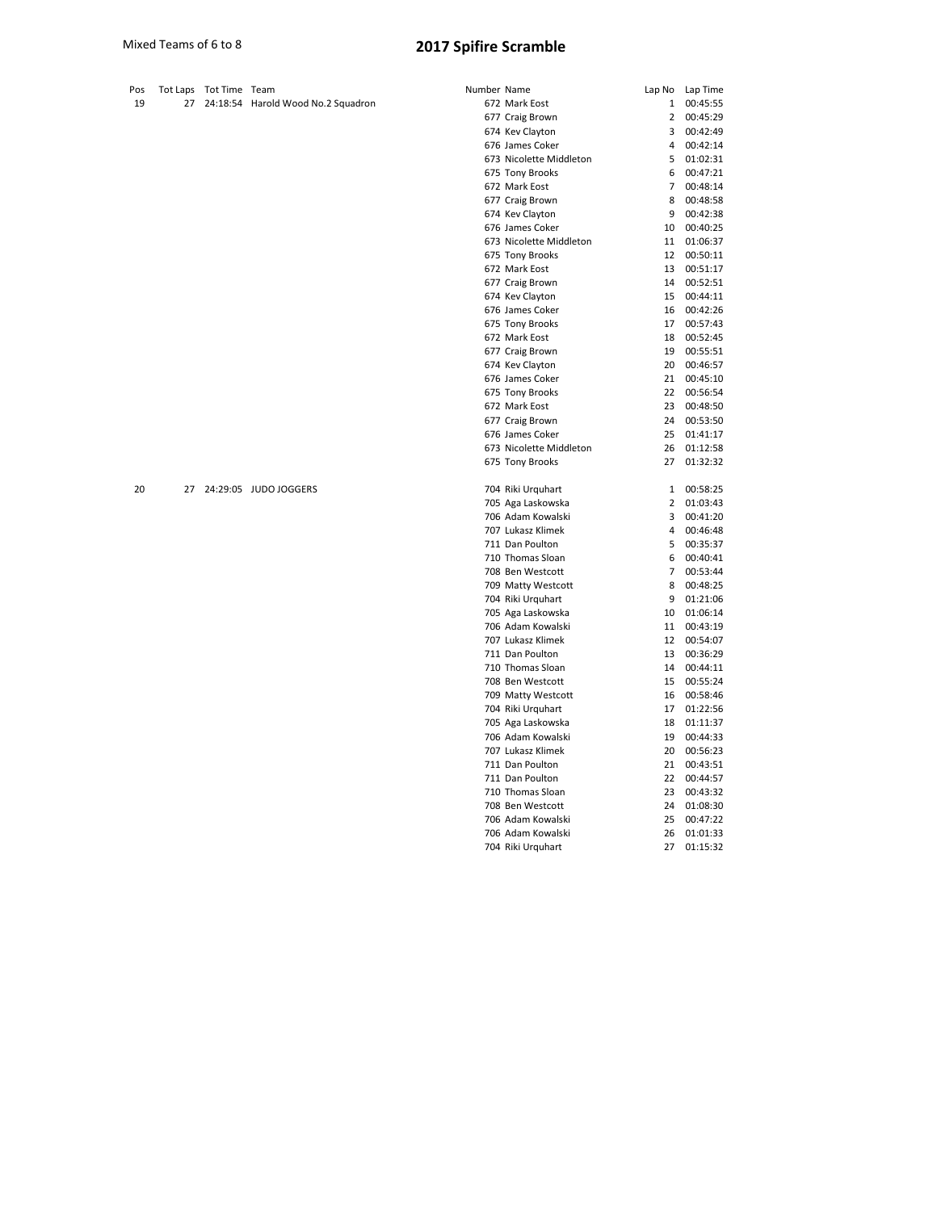Mixed Teams of 6 to 8

# 2017 Spifire Scramble

| Pos | Tot Laps | Tot Time | Team | Number | Name | Lap No | Lap Time |
|---|---|---|---|---|---|---|---|
| 19 | 27 | 24:18:54 | Harold Wood No.2 Squadron | 672 | Mark Eost | 1 | 00:45:55 |
| | | | | 677 | Craig Brown | 2 | 00:45:29 |
| | | | | 674 | Kev Clayton | 3 | 00:42:49 |
| | | | | 676 | James Coker | 4 | 00:42:14 |
| | | | | 673 | Nicolette Middleton | 5 | 01:02:31 |
| | | | | 675 | Tony Brooks | 6 | 00:47:21 |
| | | | | 672 | Mark Eost | 7 | 00:48:14 |
| | | | | 677 | Craig Brown | 8 | 00:48:58 |
| | | | | 674 | Kev Clayton | 9 | 00:42:38 |
| | | | | 676 | James Coker | 10 | 00:40:25 |
| | | | | 673 | Nicolette Middleton | 11 | 01:06:37 |
| | | | | 675 | Tony Brooks | 12 | 00:50:11 |
| | | | | 672 | Mark Eost | 13 | 00:51:17 |
| | | | | 677 | Craig Brown | 14 | 00:52:51 |
| | | | | 674 | Kev Clayton | 15 | 00:44:11 |
| | | | | 676 | James Coker | 16 | 00:42:26 |
| | | | | 675 | Tony Brooks | 17 | 00:57:43 |
| | | | | 672 | Mark Eost | 18 | 00:52:45 |
| | | | | 677 | Craig Brown | 19 | 00:55:51 |
| | | | | 674 | Kev Clayton | 20 | 00:46:57 |
| | | | | 676 | James Coker | 21 | 00:45:10 |
| | | | | 675 | Tony Brooks | 22 | 00:56:54 |
| | | | | 672 | Mark Eost | 23 | 00:48:50 |
| | | | | 677 | Craig Brown | 24 | 00:53:50 |
| | | | | 676 | James Coker | 25 | 01:41:17 |
| | | | | 673 | Nicolette Middleton | 26 | 01:12:58 |
| | | | | 675 | Tony Brooks | 27 | 01:32:32 |
| 20 | 27 | 24:29:05 | JUDO JOGGERS | 704 | Riki Urquhart | 1 | 00:58:25 |
| | | | | 705 | Aga Laskowska | 2 | 01:03:43 |
| | | | | 706 | Adam Kowalski | 3 | 00:41:20 |
| | | | | 707 | Lukasz Klimek | 4 | 00:46:48 |
| | | | | 711 | Dan Poulton | 5 | 00:35:37 |
| | | | | 710 | Thomas Sloan | 6 | 00:40:41 |
| | | | | 708 | Ben Westcott | 7 | 00:53:44 |
| | | | | 709 | Matty Westcott | 8 | 00:48:25 |
| | | | | 704 | Riki Urquhart | 9 | 01:21:06 |
| | | | | 705 | Aga Laskowska | 10 | 01:06:14 |
| | | | | 706 | Adam Kowalski | 11 | 00:43:19 |
| | | | | 707 | Lukasz Klimek | 12 | 00:54:07 |
| | | | | 711 | Dan Poulton | 13 | 00:36:29 |
| | | | | 710 | Thomas Sloan | 14 | 00:44:11 |
| | | | | 708 | Ben Westcott | 15 | 00:55:24 |
| | | | | 709 | Matty Westcott | 16 | 00:58:46 |
| | | | | 704 | Riki Urquhart | 17 | 01:22:56 |
| | | | | 705 | Aga Laskowska | 18 | 01:11:37 |
| | | | | 706 | Adam Kowalski | 19 | 00:44:33 |
| | | | | 707 | Lukasz Klimek | 20 | 00:56:23 |
| | | | | 711 | Dan Poulton | 21 | 00:43:51 |
| | | | | 711 | Dan Poulton | 22 | 00:44:57 |
| | | | | 710 | Thomas Sloan | 23 | 00:43:32 |
| | | | | 708 | Ben Westcott | 24 | 01:08:30 |
| | | | | 706 | Adam Kowalski | 25 | 00:47:22 |
| | | | | 706 | Adam Kowalski | 26 | 01:01:33 |
| | | | | 704 | Riki Urquhart | 27 | 01:15:32 |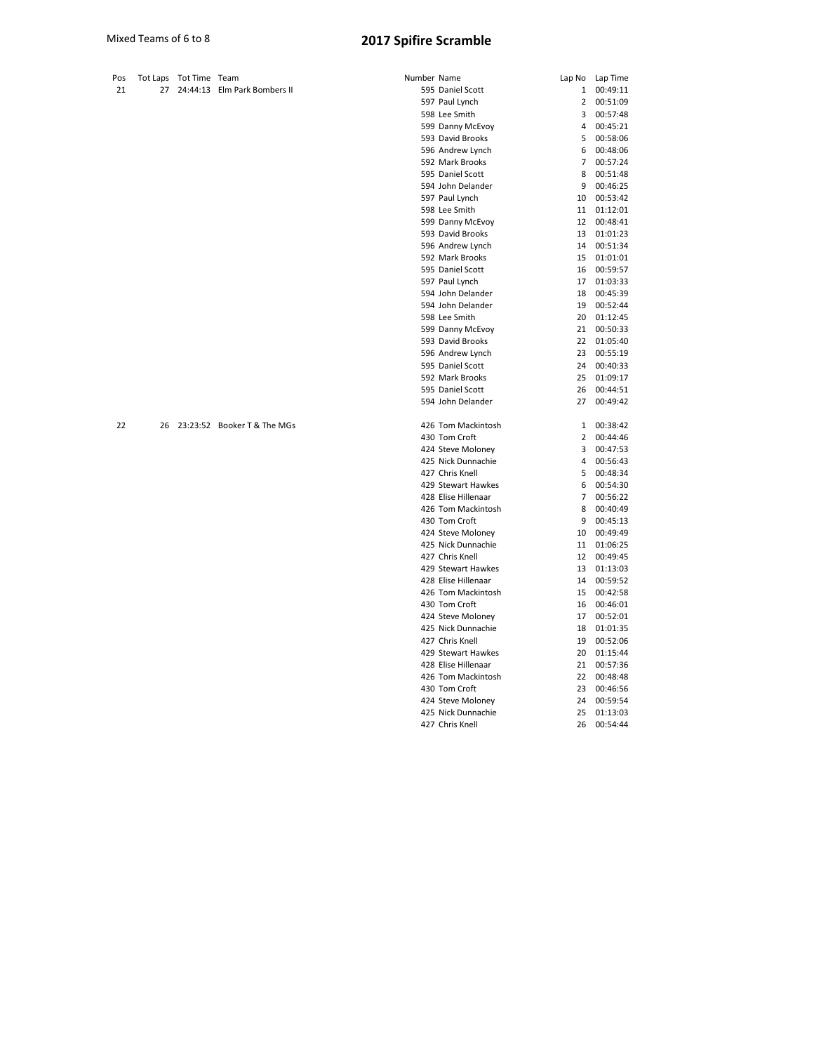Mixed Teams of 6 to 8

# 2017 Spifire Scramble

| Pos | Tot Laps | Tot Time | Team | Number | Name | Lap No | Lap Time |
|---|---|---|---|---|---|---|---|
| 21 | 27 | 24:44:13 | Elm Park Bombers II | 595 | Daniel Scott | 1 | 00:49:11 |
| | | | | 597 | Paul Lynch | 2 | 00:51:09 |
| | | | | 598 | Lee Smith | 3 | 00:57:48 |
| | | | | 599 | Danny McEvoy | 4 | 00:45:21 |
| | | | | 593 | David Brooks | 5 | 00:58:06 |
| | | | | 596 | Andrew Lynch | 6 | 00:48:06 |
| | | | | 592 | Mark Brooks | 7 | 00:57:24 |
| | | | | 595 | Daniel Scott | 8 | 00:51:48 |
| | | | | 594 | John Delander | 9 | 00:46:25 |
| | | | | 597 | Paul Lynch | 10 | 00:53:42 |
| | | | | 598 | Lee Smith | 11 | 01:12:01 |
| | | | | 599 | Danny McEvoy | 12 | 00:48:41 |
| | | | | 593 | David Brooks | 13 | 01:01:23 |
| | | | | 596 | Andrew Lynch | 14 | 00:51:34 |
| | | | | 592 | Mark Brooks | 15 | 01:01:01 |
| | | | | 595 | Daniel Scott | 16 | 00:59:57 |
| | | | | 597 | Paul Lynch | 17 | 01:03:33 |
| | | | | 594 | John Delander | 18 | 00:45:39 |
| | | | | 594 | John Delander | 19 | 00:52:44 |
| | | | | 598 | Lee Smith | 20 | 01:12:45 |
| | | | | 599 | Danny McEvoy | 21 | 00:50:33 |
| | | | | 593 | David Brooks | 22 | 01:05:40 |
| | | | | 596 | Andrew Lynch | 23 | 00:55:19 |
| | | | | 595 | Daniel Scott | 24 | 00:40:33 |
| | | | | 592 | Mark Brooks | 25 | 01:09:17 |
| | | | | 595 | Daniel Scott | 26 | 00:44:51 |
| | | | | 594 | John Delander | 27 | 00:49:42 |
| 22 | 26 | 23:23:52 | Booker T & The MGs | 426 | Tom Mackintosh | 1 | 00:38:42 |
| | | | | 430 | Tom Croft | 2 | 00:44:46 |
| | | | | 424 | Steve Moloney | 3 | 00:47:53 |
| | | | | 425 | Nick Dunnachie | 4 | 00:56:43 |
| | | | | 427 | Chris Knell | 5 | 00:48:34 |
| | | | | 429 | Stewart Hawkes | 6 | 00:54:30 |
| | | | | 428 | Elise Hillenaar | 7 | 00:56:22 |
| | | | | 426 | Tom Mackintosh | 8 | 00:40:49 |
| | | | | 430 | Tom Croft | 9 | 00:45:13 |
| | | | | 424 | Steve Moloney | 10 | 00:49:49 |
| | | | | 425 | Nick Dunnachie | 11 | 01:06:25 |
| | | | | 427 | Chris Knell | 12 | 00:49:45 |
| | | | | 429 | Stewart Hawkes | 13 | 01:13:03 |
| | | | | 428 | Elise Hillenaar | 14 | 00:59:52 |
| | | | | 426 | Tom Mackintosh | 15 | 00:42:58 |
| | | | | 430 | Tom Croft | 16 | 00:46:01 |
| | | | | 424 | Steve Moloney | 17 | 00:52:01 |
| | | | | 425 | Nick Dunnachie | 18 | 01:01:35 |
| | | | | 427 | Chris Knell | 19 | 00:52:06 |
| | | | | 429 | Stewart Hawkes | 20 | 01:15:44 |
| | | | | 428 | Elise Hillenaar | 21 | 00:57:36 |
| | | | | 426 | Tom Mackintosh | 22 | 00:48:48 |
| | | | | 430 | Tom Croft | 23 | 00:46:56 |
| | | | | 424 | Steve Moloney | 24 | 00:59:54 |
| | | | | 425 | Nick Dunnachie | 25 | 01:13:03 |
| | | | | 427 | Chris Knell | 26 | 00:54:44 |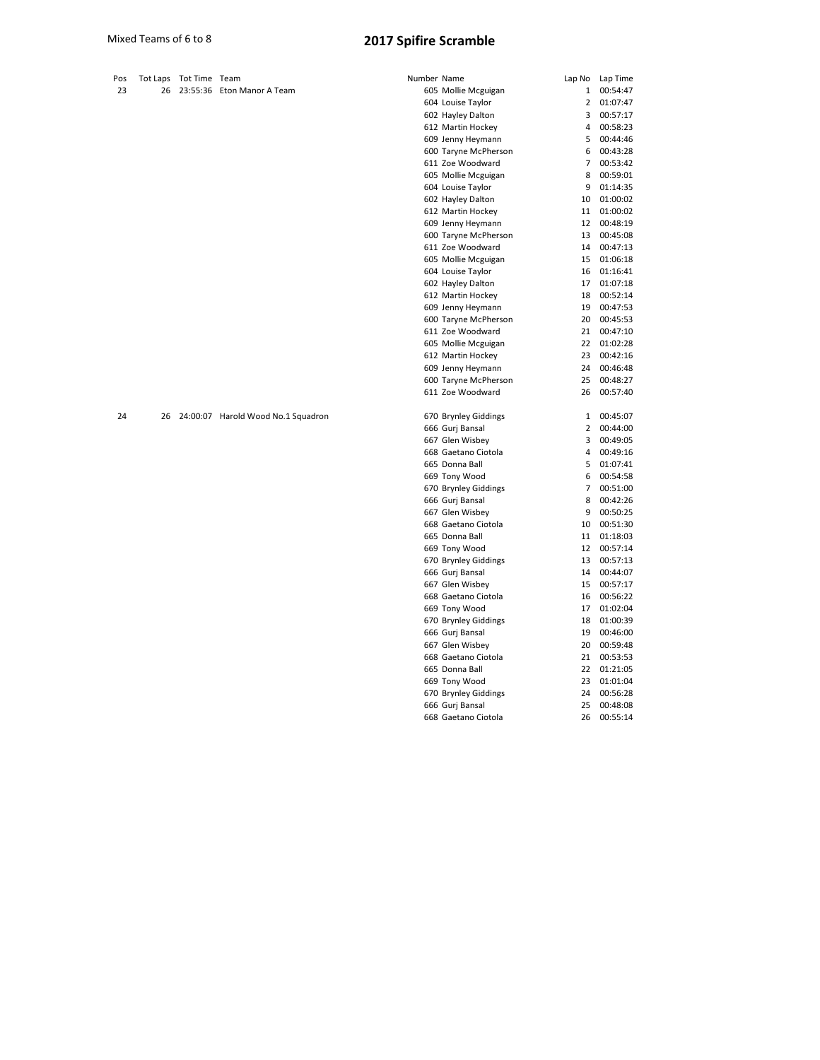Mixed Teams of 6 to 8

# 2017 Spifire Scramble

| Pos | Tot Laps | Tot Time | Team | Number | Name | Lap No | Lap Time |
|---|---|---|---|---|---|---|---|
| 23 | 26 | 23:55:36 | Eton Manor A Team | 605 | Mollie Mcguigan | 1 | 00:54:47 |
| | | | | 604 | Louise Taylor | 2 | 01:07:47 |
| | | | | 602 | Hayley Dalton | 3 | 00:57:17 |
| | | | | 612 | Martin Hockey | 4 | 00:58:23 |
| | | | | 609 | Jenny Heymann | 5 | 00:44:46 |
| | | | | 600 | Taryne McPherson | 6 | 00:43:28 |
| | | | | 611 | Zoe Woodward | 7 | 00:53:42 |
| | | | | 605 | Mollie Mcguigan | 8 | 00:59:01 |
| | | | | 604 | Louise Taylor | 9 | 01:14:35 |
| | | | | 602 | Hayley Dalton | 10 | 01:00:02 |
| | | | | 612 | Martin Hockey | 11 | 01:00:02 |
| | | | | 609 | Jenny Heymann | 12 | 00:48:19 |
| | | | | 600 | Taryne McPherson | 13 | 00:45:08 |
| | | | | 611 | Zoe Woodward | 14 | 00:47:13 |
| | | | | 605 | Mollie Mcguigan | 15 | 01:06:18 |
| | | | | 604 | Louise Taylor | 16 | 01:16:41 |
| | | | | 602 | Hayley Dalton | 17 | 01:07:18 |
| | | | | 612 | Martin Hockey | 18 | 00:52:14 |
| | | | | 609 | Jenny Heymann | 19 | 00:47:53 |
| | | | | 600 | Taryne McPherson | 20 | 00:45:53 |
| | | | | 611 | Zoe Woodward | 21 | 00:47:10 |
| | | | | 605 | Mollie Mcguigan | 22 | 01:02:28 |
| | | | | 612 | Martin Hockey | 23 | 00:42:16 |
| | | | | 609 | Jenny Heymann | 24 | 00:46:48 |
| | | | | 600 | Taryne McPherson | 25 | 00:48:27 |
| | | | | 611 | Zoe Woodward | 26 | 00:57:40 |
| 24 | 26 | 24:00:07 | Harold Wood No.1 Squadron | 670 | Brynley Giddings | 1 | 00:45:07 |
| | | | | 666 | Gurj Bansal | 2 | 00:44:00 |
| | | | | 667 | Glen Wisbey | 3 | 00:49:05 |
| | | | | 668 | Gaetano Ciotola | 4 | 00:49:16 |
| | | | | 665 | Donna Ball | 5 | 01:07:41 |
| | | | | 669 | Tony Wood | 6 | 00:54:58 |
| | | | | 670 | Brynley Giddings | 7 | 00:51:00 |
| | | | | 666 | Gurj Bansal | 8 | 00:42:26 |
| | | | | 667 | Glen Wisbey | 9 | 00:50:25 |
| | | | | 668 | Gaetano Ciotola | 10 | 00:51:30 |
| | | | | 665 | Donna Ball | 11 | 01:18:03 |
| | | | | 669 | Tony Wood | 12 | 00:57:14 |
| | | | | 670 | Brynley Giddings | 13 | 00:57:13 |
| | | | | 666 | Gurj Bansal | 14 | 00:44:07 |
| | | | | 667 | Glen Wisbey | 15 | 00:57:17 |
| | | | | 668 | Gaetano Ciotola | 16 | 00:56:22 |
| | | | | 669 | Tony Wood | 17 | 01:02:04 |
| | | | | 670 | Brynley Giddings | 18 | 01:00:39 |
| | | | | 666 | Gurj Bansal | 19 | 00:46:00 |
| | | | | 667 | Glen Wisbey | 20 | 00:59:48 |
| | | | | 668 | Gaetano Ciotola | 21 | 00:53:53 |
| | | | | 665 | Donna Ball | 22 | 01:21:05 |
| | | | | 669 | Tony Wood | 23 | 01:01:04 |
| | | | | 670 | Brynley Giddings | 24 | 00:56:28 |
| | | | | 666 | Gurj Bansal | 25 | 00:48:08 |
| | | | | 668 | Gaetano Ciotola | 26 | 00:55:14 |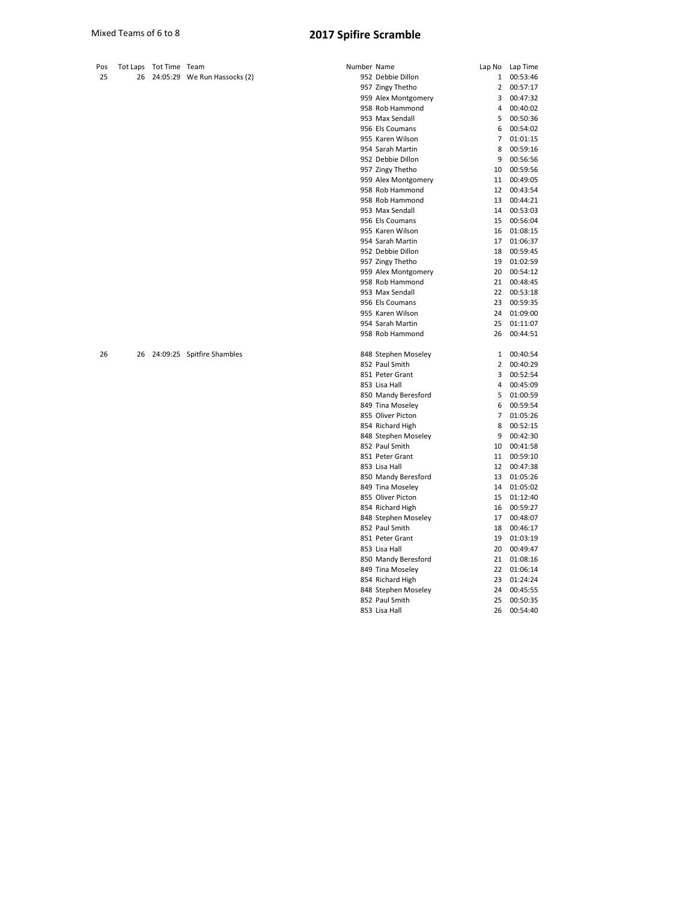Mixed Teams of 6 to 8

# 2017 Spifire Scramble

| Pos | Tot Laps | Tot Time | Team | Number | Name | Lap No | Lap Time |
|---|---|---|---|---|---|---|---|
| 25 | 26 | 24:05:29 | We Run Hassocks (2) | 952 | Debbie Dillon | 1 | 00:53:46 |
| | | | | 957 | Zingy Thetho | 2 | 00:57:17 |
| | | | | 959 | Alex Montgomery | 3 | 00:47:32 |
| | | | | 958 | Rob Hammond | 4 | 00:40:02 |
| | | | | 953 | Max Sendall | 5 | 00:50:36 |
| | | | | 956 | Els Coumans | 6 | 00:54:02 |
| | | | | 955 | Karen Wilson | 7 | 01:01:15 |
| | | | | 954 | Sarah Martin | 8 | 00:59:16 |
| | | | | 952 | Debbie Dillon | 9 | 00:56:56 |
| | | | | 957 | Zingy Thetho | 10 | 00:59:56 |
| | | | | 959 | Alex Montgomery | 11 | 00:49:05 |
| | | | | 958 | Rob Hammond | 12 | 00:43:54 |
| | | | | 958 | Rob Hammond | 13 | 00:44:21 |
| | | | | 953 | Max Sendall | 14 | 00:53:03 |
| | | | | 956 | Els Coumans | 15 | 00:56:04 |
| | | | | 955 | Karen Wilson | 16 | 01:08:15 |
| | | | | 954 | Sarah Martin | 17 | 01:06:37 |
| | | | | 952 | Debbie Dillon | 18 | 00:59:45 |
| | | | | 957 | Zingy Thetho | 19 | 01:02:59 |
| | | | | 959 | Alex Montgomery | 20 | 00:54:12 |
| | | | | 958 | Rob Hammond | 21 | 00:48:45 |
| | | | | 953 | Max Sendall | 22 | 00:53:18 |
| | | | | 956 | Els Coumans | 23 | 00:59:35 |
| | | | | 955 | Karen Wilson | 24 | 01:09:00 |
| | | | | 954 | Sarah Martin | 25 | 01:11:07 |
| | | | | 958 | Rob Hammond | 26 | 00:44:51 |
| 26 | 26 | 24:09:25 | Spitfire Shambles | 848 | Stephen Moseley | 1 | 00:40:54 |
| | | | | 852 | Paul Smith | 2 | 00:40:29 |
| | | | | 851 | Peter Grant | 3 | 00:52:54 |
| | | | | 853 | Lisa Hall | 4 | 00:45:09 |
| | | | | 850 | Mandy Beresford | 5 | 01:00:59 |
| | | | | 849 | Tina Moseley | 6 | 00:59:54 |
| | | | | 855 | Oliver Picton | 7 | 01:05:26 |
| | | | | 854 | Richard High | 8 | 00:52:15 |
| | | | | 848 | Stephen Moseley | 9 | 00:42:30 |
| | | | | 852 | Paul Smith | 10 | 00:41:58 |
| | | | | 851 | Peter Grant | 11 | 00:59:10 |
| | | | | 853 | Lisa Hall | 12 | 00:47:38 |
| | | | | 850 | Mandy Beresford | 13 | 01:05:26 |
| | | | | 849 | Tina Moseley | 14 | 01:05:02 |
| | | | | 855 | Oliver Picton | 15 | 01:12:40 |
| | | | | 854 | Richard High | 16 | 00:59:27 |
| | | | | 848 | Stephen Moseley | 17 | 00:48:07 |
| | | | | 852 | Paul Smith | 18 | 00:46:17 |
| | | | | 851 | Peter Grant | 19 | 01:03:19 |
| | | | | 853 | Lisa Hall | 20 | 00:49:47 |
| | | | | 850 | Mandy Beresford | 21 | 01:08:16 |
| | | | | 849 | Tina Moseley | 22 | 01:06:14 |
| | | | | 854 | Richard High | 23 | 01:24:24 |
| | | | | 848 | Stephen Moseley | 24 | 00:45:55 |
| | | | | 852 | Paul Smith | 25 | 00:50:35 |
| | | | | 853 | Lisa Hall | 26 | 00:54:40 |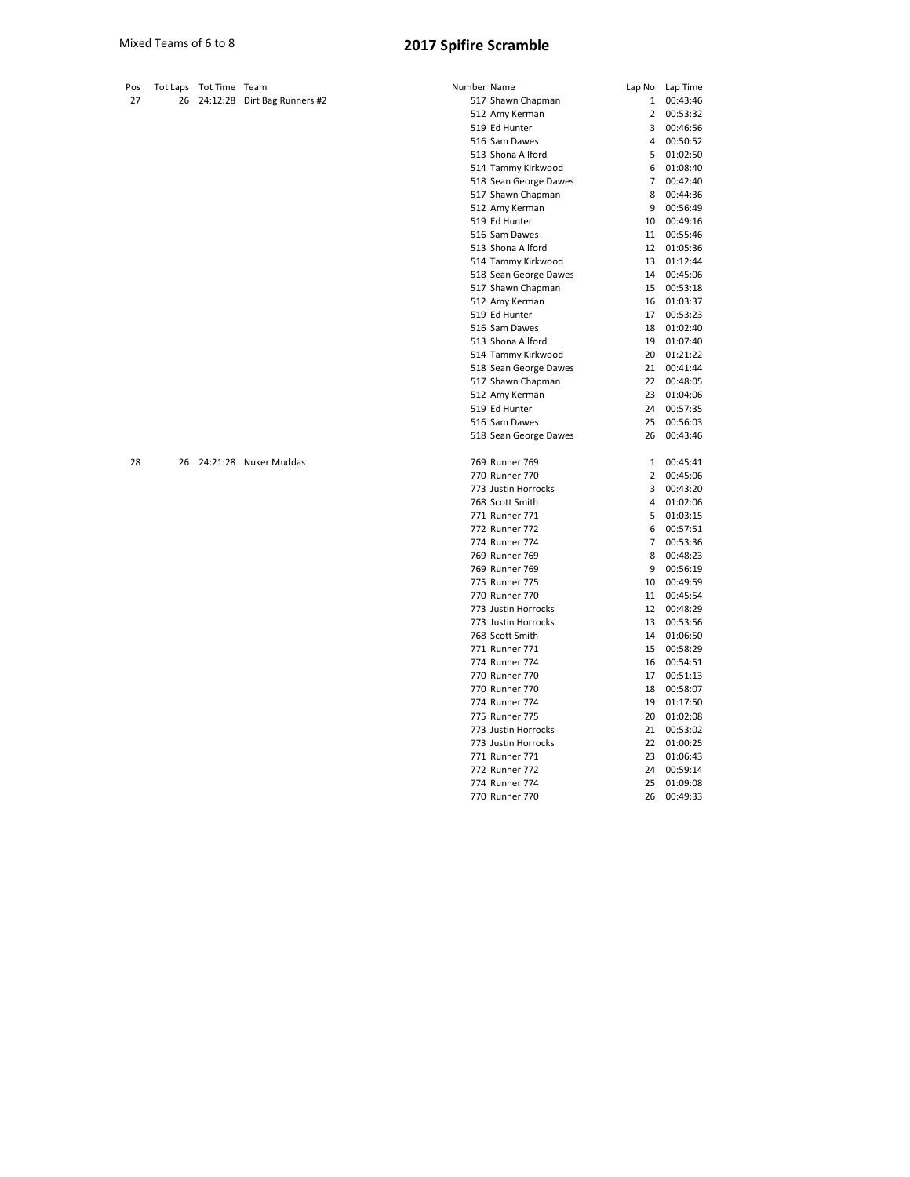Mixed Teams of 6 to 8

# 2017 Spifire Scramble

| Pos | Tot Laps | Tot Time | Team | Number | Name | Lap No | Lap Time |
|---|---|---|---|---|---|---|---|
| 27 | 26 | 24:12:28 | Dirt Bag Runners #2 | 517 | Shawn Chapman | 1 | 00:43:46 |
| | | | | 512 | Amy Kerman | 2 | 00:53:32 |
| | | | | 519 | Ed Hunter | 3 | 00:46:56 |
| | | | | 516 | Sam Dawes | 4 | 00:50:52 |
| | | | | 513 | Shona Allford | 5 | 01:02:50 |
| | | | | 514 | Tammy Kirkwood | 6 | 01:08:40 |
| | | | | 518 | Sean George Dawes | 7 | 00:42:40 |
| | | | | 517 | Shawn Chapman | 8 | 00:44:36 |
| | | | | 512 | Amy Kerman | 9 | 00:56:49 |
| | | | | 519 | Ed Hunter | 10 | 00:49:16 |
| | | | | 516 | Sam Dawes | 11 | 00:55:46 |
| | | | | 513 | Shona Allford | 12 | 01:05:36 |
| | | | | 514 | Tammy Kirkwood | 13 | 01:12:44 |
| | | | | 518 | Sean George Dawes | 14 | 00:45:06 |
| | | | | 517 | Shawn Chapman | 15 | 00:53:18 |
| | | | | 512 | Amy Kerman | 16 | 01:03:37 |
| | | | | 519 | Ed Hunter | 17 | 00:53:23 |
| | | | | 516 | Sam Dawes | 18 | 01:02:40 |
| | | | | 513 | Shona Allford | 19 | 01:07:40 |
| | | | | 514 | Tammy Kirkwood | 20 | 01:21:22 |
| | | | | 518 | Sean George Dawes | 21 | 00:41:44 |
| | | | | 517 | Shawn Chapman | 22 | 00:48:05 |
| | | | | 512 | Amy Kerman | 23 | 01:04:06 |
| | | | | 519 | Ed Hunter | 24 | 00:57:35 |
| | | | | 516 | Sam Dawes | 25 | 00:56:03 |
| | | | | 518 | Sean George Dawes | 26 | 00:43:46 |
| 28 | 26 | 24:21:28 | Nuker Muddas | 769 | Runner 769 | 1 | 00:45:41 |
| | | | | 770 | Runner 770 | 2 | 00:45:06 |
| | | | | 773 | Justin Horrocks | 3 | 00:43:20 |
| | | | | 768 | Scott Smith | 4 | 01:02:06 |
| | | | | 771 | Runner 771 | 5 | 01:03:15 |
| | | | | 772 | Runner 772 | 6 | 00:57:51 |
| | | | | 774 | Runner 774 | 7 | 00:53:36 |
| | | | | 769 | Runner 769 | 8 | 00:48:23 |
| | | | | 769 | Runner 769 | 9 | 00:56:19 |
| | | | | 775 | Runner 775 | 10 | 00:49:59 |
| | | | | 770 | Runner 770 | 11 | 00:45:54 |
| | | | | 773 | Justin Horrocks | 12 | 00:48:29 |
| | | | | 773 | Justin Horrocks | 13 | 00:53:56 |
| | | | | 768 | Scott Smith | 14 | 01:06:50 |
| | | | | 771 | Runner 771 | 15 | 00:58:29 |
| | | | | 774 | Runner 774 | 16 | 00:54:51 |
| | | | | 770 | Runner 770 | 17 | 00:51:13 |
| | | | | 770 | Runner 770 | 18 | 00:58:07 |
| | | | | 774 | Runner 774 | 19 | 01:17:50 |
| | | | | 775 | Runner 775 | 20 | 01:02:08 |
| | | | | 773 | Justin Horrocks | 21 | 00:53:02 |
| | | | | 773 | Justin Horrocks | 22 | 01:00:25 |
| | | | | 771 | Runner 771 | 23 | 01:06:43 |
| | | | | 772 | Runner 772 | 24 | 00:59:14 |
| | | | | 774 | Runner 774 | 25 | 01:09:08 |
| | | | | 770 | Runner 770 | 26 | 00:49:33 |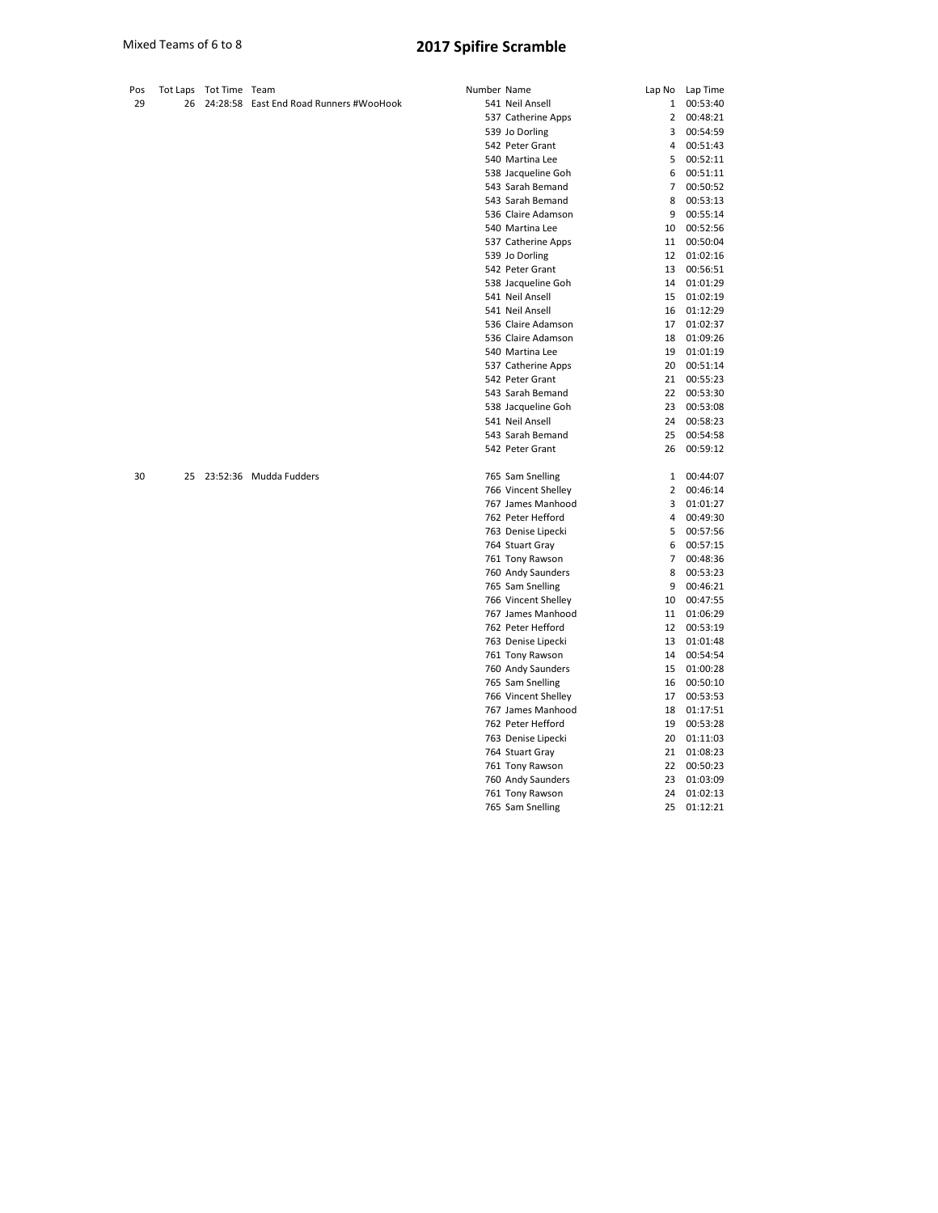Mixed Teams of 6 to 8

# 2017 Spifire Scramble

| Pos | Tot Laps | Tot Time | Team | Number | Name | Lap No | Lap Time |
|---|---|---|---|---|---|---|---|
| 29 | 26 | 24:28:58 | East End Road Runners #WooHook | 541 | Neil Ansell | 1 | 00:53:40 |
| | | | | 537 | Catherine Apps | 2 | 00:48:21 |
| | | | | 539 | Jo Dorling | 3 | 00:54:59 |
| | | | | 542 | Peter Grant | 4 | 00:51:43 |
| | | | | 540 | Martina Lee | 5 | 00:52:11 |
| | | | | 538 | Jacqueline Goh | 6 | 00:51:11 |
| | | | | 543 | Sarah Bemand | 7 | 00:50:52 |
| | | | | 543 | Sarah Bemand | 8 | 00:53:13 |
| | | | | 536 | Claire Adamson | 9 | 00:55:14 |
| | | | | 540 | Martina Lee | 10 | 00:52:56 |
| | | | | 537 | Catherine Apps | 11 | 00:50:04 |
| | | | | 539 | Jo Dorling | 12 | 01:02:16 |
| | | | | 542 | Peter Grant | 13 | 00:56:51 |
| | | | | 538 | Jacqueline Goh | 14 | 01:01:29 |
| | | | | 541 | Neil Ansell | 15 | 01:02:19 |
| | | | | 541 | Neil Ansell | 16 | 01:12:29 |
| | | | | 536 | Claire Adamson | 17 | 01:02:37 |
| | | | | 536 | Claire Adamson | 18 | 01:09:26 |
| | | | | 540 | Martina Lee | 19 | 01:01:19 |
| | | | | 537 | Catherine Apps | 20 | 00:51:14 |
| | | | | 542 | Peter Grant | 21 | 00:55:23 |
| | | | | 543 | Sarah Bemand | 22 | 00:53:30 |
| | | | | 538 | Jacqueline Goh | 23 | 00:53:08 |
| | | | | 541 | Neil Ansell | 24 | 00:58:23 |
| | | | | 543 | Sarah Bemand | 25 | 00:54:58 |
| | | | | 542 | Peter Grant | 26 | 00:59:12 |
| 30 | 25 | 23:52:36 | Mudda Fudders | 765 | Sam Snelling | 1 | 00:44:07 |
| | | | | 766 | Vincent Shelley | 2 | 00:46:14 |
| | | | | 767 | James Manhood | 3 | 01:01:27 |
| | | | | 762 | Peter Hefford | 4 | 00:49:30 |
| | | | | 763 | Denise Lipecki | 5 | 00:57:56 |
| | | | | 764 | Stuart Gray | 6 | 00:57:15 |
| | | | | 761 | Tony Rawson | 7 | 00:48:36 |
| | | | | 760 | Andy Saunders | 8 | 00:53:23 |
| | | | | 765 | Sam Snelling | 9 | 00:46:21 |
| | | | | 766 | Vincent Shelley | 10 | 00:47:55 |
| | | | | 767 | James Manhood | 11 | 01:06:29 |
| | | | | 762 | Peter Hefford | 12 | 00:53:19 |
| | | | | 763 | Denise Lipecki | 13 | 01:01:48 |
| | | | | 761 | Tony Rawson | 14 | 00:54:54 |
| | | | | 760 | Andy Saunders | 15 | 01:00:28 |
| | | | | 765 | Sam Snelling | 16 | 00:50:10 |
| | | | | 766 | Vincent Shelley | 17 | 00:53:53 |
| | | | | 767 | James Manhood | 18 | 01:17:51 |
| | | | | 762 | Peter Hefford | 19 | 00:53:28 |
| | | | | 763 | Denise Lipecki | 20 | 01:11:03 |
| | | | | 764 | Stuart Gray | 21 | 01:08:23 |
| | | | | 761 | Tony Rawson | 22 | 00:50:23 |
| | | | | 760 | Andy Saunders | 23 | 01:03:09 |
| | | | | 761 | Tony Rawson | 24 | 01:02:13 |
| | | | | 765 | Sam Snelling | 25 | 01:12:21 |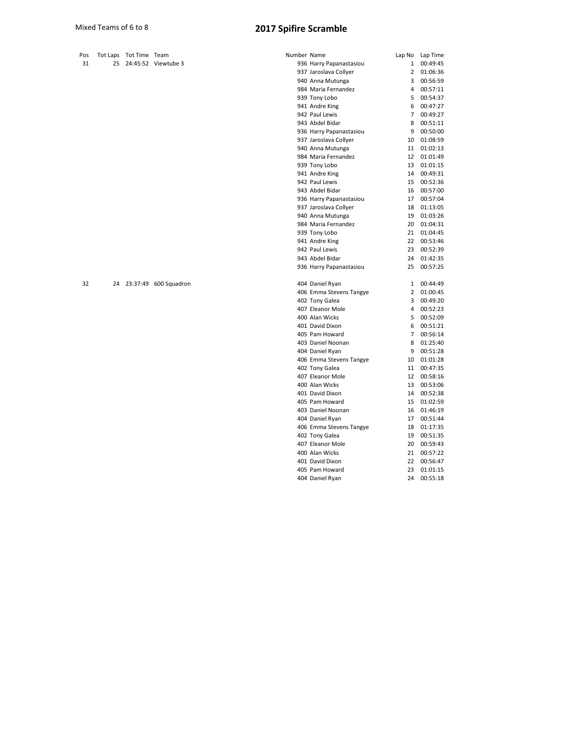Mixed Teams of 6 to 8

# 2017 Spifire Scramble

| Pos | Tot Laps | Tot Time | Team | Number | Name | Lap No | Lap Time |
|---|---|---|---|---|---|---|---|
| 31 | 25 | 24:45:52 | Viewtube 3 | 936 | Harry Papanastasiou | 1 | 00:49:45 |
| | | | | 937 | Jaroslava Collyer | 2 | 01:06:36 |
| | | | | 940 | Anna Mutunga | 3 | 00:56:59 |
| | | | | 984 | Maria Fernandez | 4 | 00:57:11 |
| | | | | 939 | Tony Lobo | 5 | 00:54:37 |
| | | | | 941 | Andre King | 6 | 00:47:27 |
| | | | | 942 | Paul Lewis | 7 | 00:49:27 |
| | | | | 943 | Abdel Bidar | 8 | 00:51:11 |
| | | | | 936 | Harry Papanastasiou | 9 | 00:50:00 |
| | | | | 937 | Jaroslava Collyer | 10 | 01:08:59 |
| | | | | 940 | Anna Mutunga | 11 | 01:02:13 |
| | | | | 984 | Maria Fernandez | 12 | 01:01:49 |
| | | | | 939 | Tony Lobo | 13 | 01:01:15 |
| | | | | 941 | Andre King | 14 | 00:49:31 |
| | | | | 942 | Paul Lewis | 15 | 00:52:36 |
| | | | | 943 | Abdel Bidar | 16 | 00:57:00 |
| | | | | 936 | Harry Papanastasiou | 17 | 00:57:04 |
| | | | | 937 | Jaroslava Collyer | 18 | 01:13:05 |
| | | | | 940 | Anna Mutunga | 19 | 01:03:26 |
| | | | | 984 | Maria Fernandez | 20 | 01:04:31 |
| | | | | 939 | Tony Lobo | 21 | 01:04:45 |
| | | | | 941 | Andre King | 22 | 00:53:46 |
| | | | | 942 | Paul Lewis | 23 | 00:52:39 |
| | | | | 943 | Abdel Bidar | 24 | 01:42:35 |
| | | | | 936 | Harry Papanastasiou | 25 | 00:57:25 |
| 32 | 24 | 23:37:49 | 600 Squadron | 404 | Daniel Ryan | 1 | 00:44:49 |
| | | | | 406 | Emma Stevens Tangye | 2 | 01:00:45 |
| | | | | 402 | Tony Galea | 3 | 00:49:20 |
| | | | | 407 | Eleanor Mole | 4 | 00:52:23 |
| | | | | 400 | Alan Wicks | 5 | 00:52:09 |
| | | | | 401 | David Dixon | 6 | 00:51:21 |
| | | | | 405 | Pam Howard | 7 | 00:56:14 |
| | | | | 403 | Daniel Noonan | 8 | 01:25:40 |
| | | | | 404 | Daniel Ryan | 9 | 00:51:28 |
| | | | | 406 | Emma Stevens Tangye | 10 | 01:01:28 |
| | | | | 402 | Tony Galea | 11 | 00:47:35 |
| | | | | 407 | Eleanor Mole | 12 | 00:58:16 |
| | | | | 400 | Alan Wicks | 13 | 00:53:06 |
| | | | | 401 | David Dixon | 14 | 00:52:38 |
| | | | | 405 | Pam Howard | 15 | 01:02:59 |
| | | | | 403 | Daniel Noonan | 16 | 01:46:19 |
| | | | | 404 | Daniel Ryan | 17 | 00:51:44 |
| | | | | 406 | Emma Stevens Tangye | 18 | 01:17:35 |
| | | | | 402 | Tony Galea | 19 | 00:51:35 |
| | | | | 407 | Eleanor Mole | 20 | 00:59:43 |
| | | | | 400 | Alan Wicks | 21 | 00:57:22 |
| | | | | 401 | David Dixon | 22 | 00:56:47 |
| | | | | 405 | Pam Howard | 23 | 01:01:15 |
| | | | | 404 | Daniel Ryan | 24 | 00:55:18 |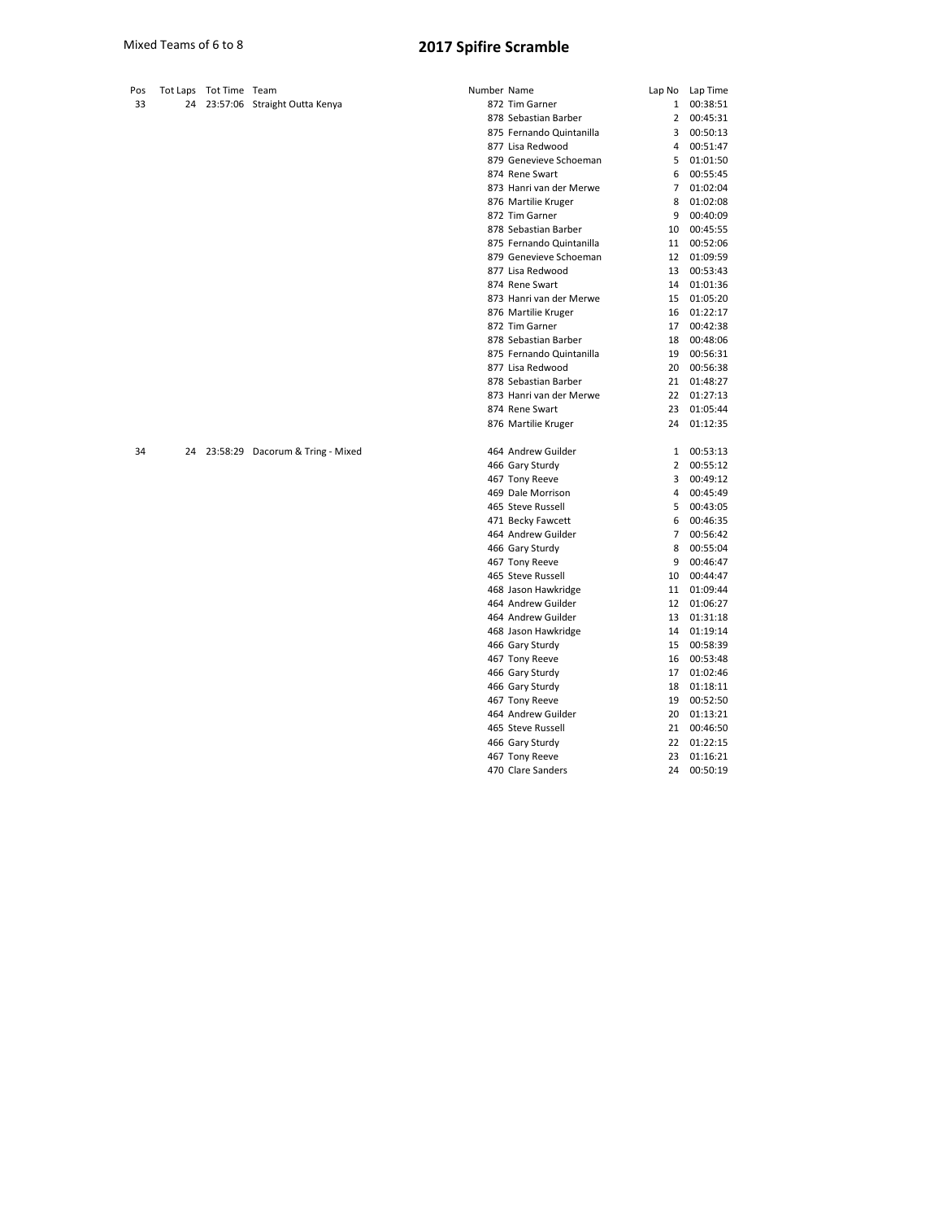Mixed Teams of 6 to 8

# 2017 Spifire Scramble

| Pos | Tot Laps | Tot Time | Team | Number | Name | Lap No | Lap Time |
|---|---|---|---|---|---|---|---|
| 33 | 24 | 23:57:06 | Straight Outta Kenya | 872 | Tim Garner | 1 | 00:38:51 |
| | | | | 878 | Sebastian Barber | 2 | 00:45:31 |
| | | | | 875 | Fernando Quintanilla | 3 | 00:50:13 |
| | | | | 877 | Lisa Redwood | 4 | 00:51:47 |
| | | | | 879 | Genevieve Schoeman | 5 | 01:01:50 |
| | | | | 874 | Rene Swart | 6 | 00:55:45 |
| | | | | 873 | Hanri van der Merwe | 7 | 01:02:04 |
| | | | | 876 | Martilie Kruger | 8 | 01:02:08 |
| | | | | 872 | Tim Garner | 9 | 00:40:09 |
| | | | | 878 | Sebastian Barber | 10 | 00:45:55 |
| | | | | 875 | Fernando Quintanilla | 11 | 00:52:06 |
| | | | | 879 | Genevieve Schoeman | 12 | 01:09:59 |
| | | | | 877 | Lisa Redwood | 13 | 00:53:43 |
| | | | | 874 | Rene Swart | 14 | 01:01:36 |
| | | | | 873 | Hanri van der Merwe | 15 | 01:05:20 |
| | | | | 876 | Martilie Kruger | 16 | 01:22:17 |
| | | | | 872 | Tim Garner | 17 | 00:42:38 |
| | | | | 878 | Sebastian Barber | 18 | 00:48:06 |
| | | | | 875 | Fernando Quintanilla | 19 | 00:56:31 |
| | | | | 877 | Lisa Redwood | 20 | 00:56:38 |
| | | | | 878 | Sebastian Barber | 21 | 01:48:27 |
| | | | | 873 | Hanri van der Merwe | 22 | 01:27:13 |
| | | | | 874 | Rene Swart | 23 | 01:05:44 |
| | | | | 876 | Martilie Kruger | 24 | 01:12:35 |
| 34 | 24 | 23:58:29 | Dacorum & Tring - Mixed | 464 | Andrew Guilder | 1 | 00:53:13 |
| | | | | 466 | Gary Sturdy | 2 | 00:55:12 |
| | | | | 467 | Tony Reeve | 3 | 00:49:12 |
| | | | | 469 | Dale Morrison | 4 | 00:45:49 |
| | | | | 465 | Steve Russell | 5 | 00:43:05 |
| | | | | 471 | Becky Fawcett | 6 | 00:46:35 |
| | | | | 464 | Andrew Guilder | 7 | 00:56:42 |
| | | | | 466 | Gary Sturdy | 8 | 00:55:04 |
| | | | | 467 | Tony Reeve | 9 | 00:46:47 |
| | | | | 465 | Steve Russell | 10 | 00:44:47 |
| | | | | 468 | Jason Hawkridge | 11 | 01:09:44 |
| | | | | 464 | Andrew Guilder | 12 | 01:06:27 |
| | | | | 464 | Andrew Guilder | 13 | 01:31:18 |
| | | | | 468 | Jason Hawkridge | 14 | 01:19:14 |
| | | | | 466 | Gary Sturdy | 15 | 00:58:39 |
| | | | | 467 | Tony Reeve | 16 | 00:53:48 |
| | | | | 466 | Gary Sturdy | 17 | 01:02:46 |
| | | | | 466 | Gary Sturdy | 18 | 01:18:11 |
| | | | | 467 | Tony Reeve | 19 | 00:52:50 |
| | | | | 464 | Andrew Guilder | 20 | 01:13:21 |
| | | | | 465 | Steve Russell | 21 | 00:46:50 |
| | | | | 466 | Gary Sturdy | 22 | 01:22:15 |
| | | | | 467 | Tony Reeve | 23 | 01:16:21 |
| | | | | 470 | Clare Sanders | 24 | 00:50:19 |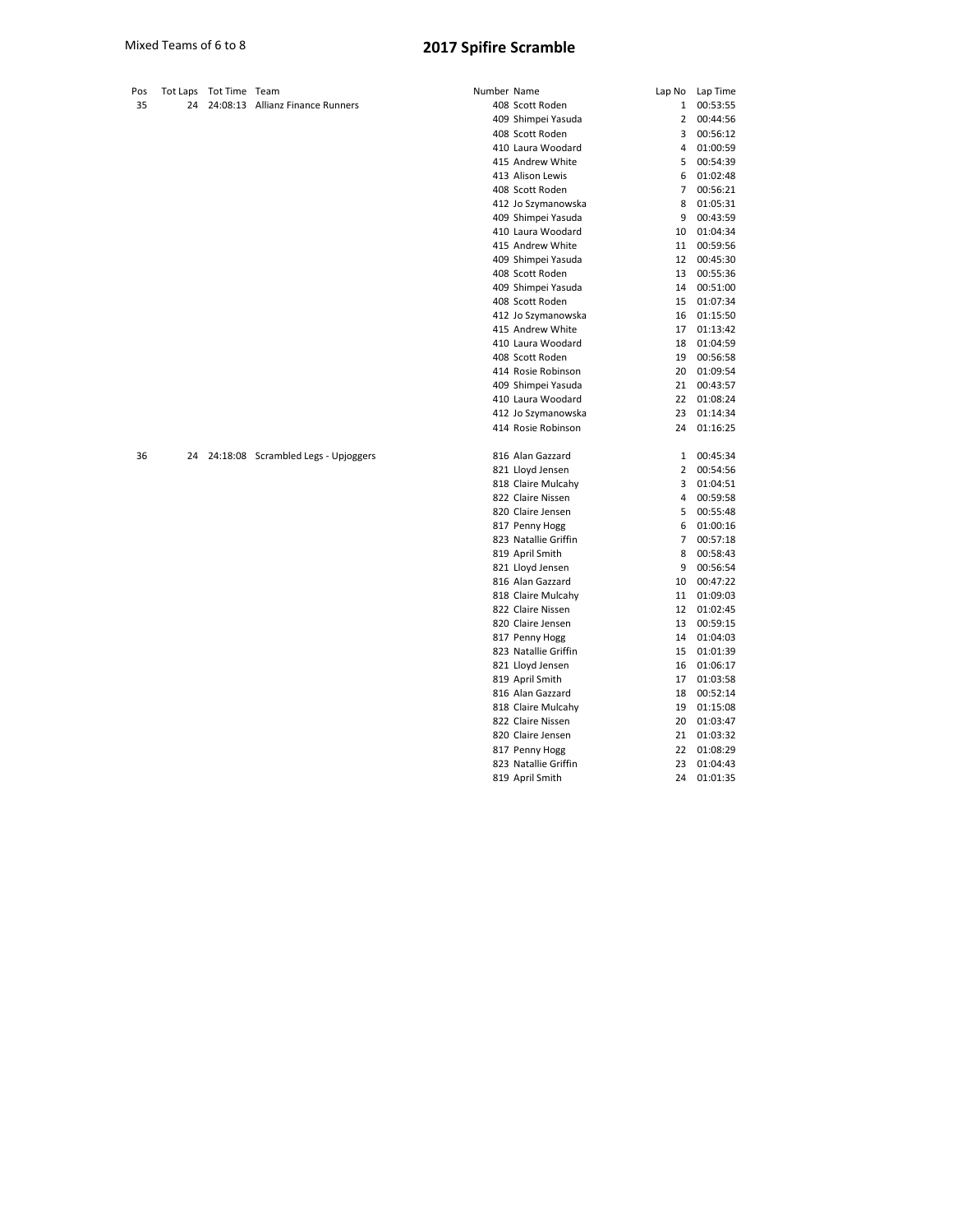Mixed Teams of 6 to 8

# 2017 Spifire Scramble

| Pos | Tot Laps | Tot Time | Team | Number | Name | Lap No | Lap Time |
|---|---|---|---|---|---|---|---|
| 35 | 24 | 24:08:13 | Allianz Finance Runners | 408 | Scott Roden | 1 | 00:53:55 |
| | | | | 409 | Shimpei Yasuda | 2 | 00:44:56 |
| | | | | 408 | Scott Roden | 3 | 00:56:12 |
| | | | | 410 | Laura Woodard | 4 | 01:00:59 |
| | | | | 415 | Andrew White | 5 | 00:54:39 |
| | | | | 413 | Alison Lewis | 6 | 01:02:48 |
| | | | | 408 | Scott Roden | 7 | 00:56:21 |
| | | | | 412 | Jo Szymanowska | 8 | 01:05:31 |
| | | | | 409 | Shimpei Yasuda | 9 | 00:43:59 |
| | | | | 410 | Laura Woodard | 10 | 01:04:34 |
| | | | | 415 | Andrew White | 11 | 00:59:56 |
| | | | | 409 | Shimpei Yasuda | 12 | 00:45:30 |
| | | | | 408 | Scott Roden | 13 | 00:55:36 |
| | | | | 409 | Shimpei Yasuda | 14 | 00:51:00 |
| | | | | 408 | Scott Roden | 15 | 01:07:34 |
| | | | | 412 | Jo Szymanowska | 16 | 01:15:50 |
| | | | | 415 | Andrew White | 17 | 01:13:42 |
| | | | | 410 | Laura Woodard | 18 | 01:04:59 |
| | | | | 408 | Scott Roden | 19 | 00:56:58 |
| | | | | 414 | Rosie Robinson | 20 | 01:09:54 |
| | | | | 409 | Shimpei Yasuda | 21 | 00:43:57 |
| | | | | 410 | Laura Woodard | 22 | 01:08:24 |
| | | | | 412 | Jo Szymanowska | 23 | 01:14:34 |
| | | | | 414 | Rosie Robinson | 24 | 01:16:25 |
| 36 | 24 | 24:18:08 | Scrambled Legs - Upjoggers | 816 | Alan Gazzard | 1 | 00:45:34 |
| | | | | 821 | Lloyd Jensen | 2 | 00:54:56 |
| | | | | 818 | Claire Mulcahy | 3 | 01:04:51 |
| | | | | 822 | Claire Nissen | 4 | 00:59:58 |
| | | | | 820 | Claire Jensen | 5 | 00:55:48 |
| | | | | 817 | Penny Hogg | 6 | 01:00:16 |
| | | | | 823 | Natallie Griffin | 7 | 00:57:18 |
| | | | | 819 | April Smith | 8 | 00:58:43 |
| | | | | 821 | Lloyd Jensen | 9 | 00:56:54 |
| | | | | 816 | Alan Gazzard | 10 | 00:47:22 |
| | | | | 818 | Claire Mulcahy | 11 | 01:09:03 |
| | | | | 822 | Claire Nissen | 12 | 01:02:45 |
| | | | | 820 | Claire Jensen | 13 | 00:59:15 |
| | | | | 817 | Penny Hogg | 14 | 01:04:03 |
| | | | | 823 | Natallie Griffin | 15 | 01:01:39 |
| | | | | 821 | Lloyd Jensen | 16 | 01:06:17 |
| | | | | 819 | April Smith | 17 | 01:03:58 |
| | | | | 816 | Alan Gazzard | 18 | 00:52:14 |
| | | | | 818 | Claire Mulcahy | 19 | 01:15:08 |
| | | | | 822 | Claire Nissen | 20 | 01:03:47 |
| | | | | 820 | Claire Jensen | 21 | 01:03:32 |
| | | | | 817 | Penny Hogg | 22 | 01:08:29 |
| | | | | 823 | Natallie Griffin | 23 | 01:04:43 |
| | | | | 819 | April Smith | 24 | 01:01:35 |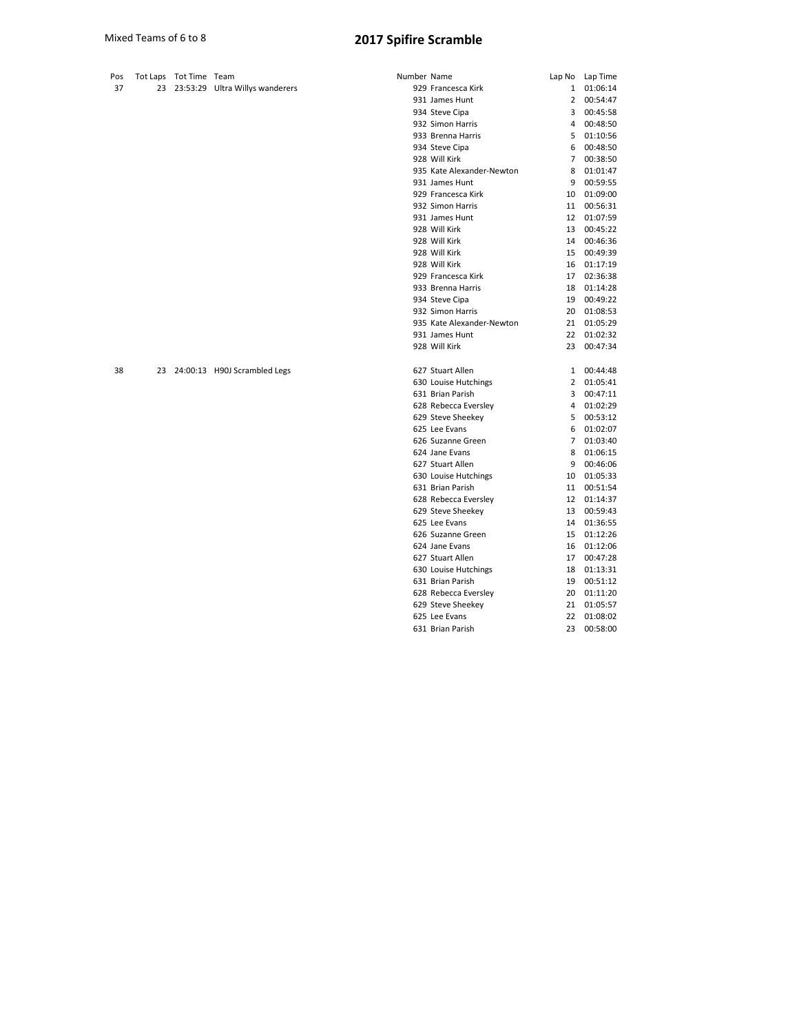Mixed Teams of 6 to 8

# 2017 Spifire Scramble

| Pos | Tot Laps | Tot Time | Team | Number | Name | Lap No | Lap Time |
|---|---|---|---|---|---|---|---|
| 37 | 23 | 23:53:29 | Ultra Willys wanderers | 929 | Francesca Kirk | 1 | 01:06:14 |
| | | | | 931 | James Hunt | 2 | 00:54:47 |
| | | | | 934 | Steve Cipa | 3 | 00:45:58 |
| | | | | 932 | Simon Harris | 4 | 00:48:50 |
| | | | | 933 | Brenna Harris | 5 | 01:10:56 |
| | | | | 934 | Steve Cipa | 6 | 00:48:50 |
| | | | | 928 | Will Kirk | 7 | 00:38:50 |
| | | | | 935 | Kate Alexander-Newton | 8 | 01:01:47 |
| | | | | 931 | James Hunt | 9 | 00:59:55 |
| | | | | 929 | Francesca Kirk | 10 | 01:09:00 |
| | | | | 932 | Simon Harris | 11 | 00:56:31 |
| | | | | 931 | James Hunt | 12 | 01:07:59 |
| | | | | 928 | Will Kirk | 13 | 00:45:22 |
| | | | | 928 | Will Kirk | 14 | 00:46:36 |
| | | | | 928 | Will Kirk | 15 | 00:49:39 |
| | | | | 928 | Will Kirk | 16 | 01:17:19 |
| | | | | 929 | Francesca Kirk | 17 | 02:36:38 |
| | | | | 933 | Brenna Harris | 18 | 01:14:28 |
| | | | | 934 | Steve Cipa | 19 | 00:49:22 |
| | | | | 932 | Simon Harris | 20 | 01:08:53 |
| | | | | 935 | Kate Alexander-Newton | 21 | 01:05:29 |
| | | | | 931 | James Hunt | 22 | 01:02:32 |
| | | | | 928 | Will Kirk | 23 | 00:47:34 |
| 38 | 23 | 24:00:13 | H90J Scrambled Legs | 627 | Stuart Allen | 1 | 00:44:48 |
| | | | | 630 | Louise Hutchings | 2 | 01:05:41 |
| | | | | 631 | Brian Parish | 3 | 00:47:11 |
| | | | | 628 | Rebecca Eversley | 4 | 01:02:29 |
| | | | | 629 | Steve Sheekey | 5 | 00:53:12 |
| | | | | 625 | Lee Evans | 6 | 01:02:07 |
| | | | | 626 | Suzanne Green | 7 | 01:03:40 |
| | | | | 624 | Jane Evans | 8 | 01:06:15 |
| | | | | 627 | Stuart Allen | 9 | 00:46:06 |
| | | | | 630 | Louise Hutchings | 10 | 01:05:33 |
| | | | | 631 | Brian Parish | 11 | 00:51:54 |
| | | | | 628 | Rebecca Eversley | 12 | 01:14:37 |
| | | | | 629 | Steve Sheekey | 13 | 00:59:43 |
| | | | | 625 | Lee Evans | 14 | 01:36:55 |
| | | | | 626 | Suzanne Green | 15 | 01:12:26 |
| | | | | 624 | Jane Evans | 16 | 01:12:06 |
| | | | | 627 | Stuart Allen | 17 | 00:47:28 |
| | | | | 630 | Louise Hutchings | 18 | 01:13:31 |
| | | | | 631 | Brian Parish | 19 | 00:51:12 |
| | | | | 628 | Rebecca Eversley | 20 | 01:11:20 |
| | | | | 629 | Steve Sheekey | 21 | 01:05:57 |
| | | | | 625 | Lee Evans | 22 | 01:08:02 |
| | | | | 631 | Brian Parish | 23 | 00:58:00 |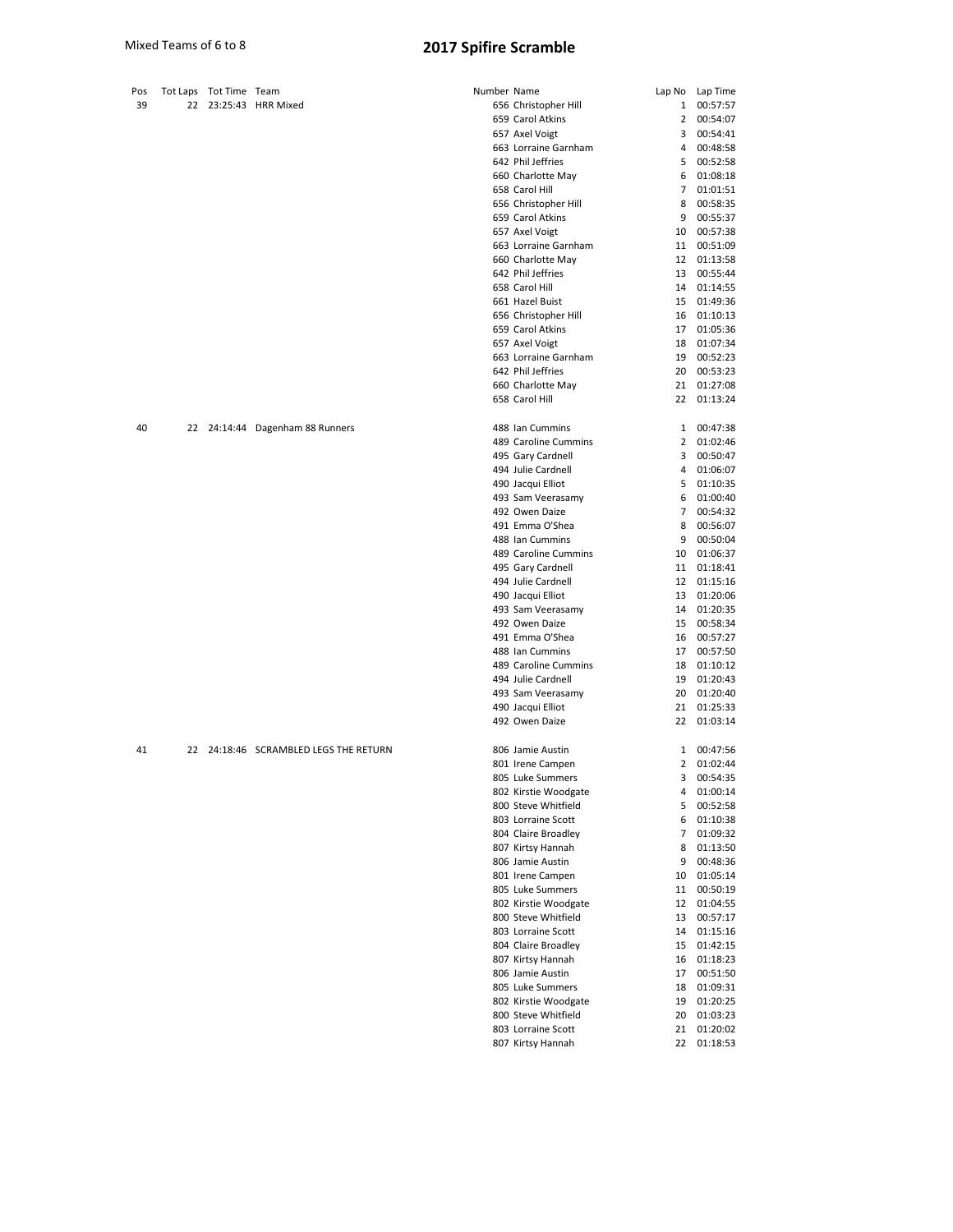Mixed Teams of 6 to 8

# 2017 Spifire Scramble

| Pos | Tot Laps | Tot Time | Team | Number | Name | Lap No | Lap Time |
|---|---|---|---|---|---|---|---|
| 39 | 22 | 23:25:43 | HRR Mixed | 656 | Christopher Hill | 1 | 00:57:57 |
| | | | | 659 | Carol Atkins | 2 | 00:54:07 |
| | | | | 657 | Axel Voigt | 3 | 00:54:41 |
| | | | | 663 | Lorraine Garnham | 4 | 00:48:58 |
| | | | | 642 | Phil Jeffries | 5 | 00:52:58 |
| | | | | 660 | Charlotte May | 6 | 01:08:18 |
| | | | | 658 | Carol Hill | 7 | 01:01:51 |
| | | | | 656 | Christopher Hill | 8 | 00:58:35 |
| | | | | 659 | Carol Atkins | 9 | 00:55:37 |
| | | | | 657 | Axel Voigt | 10 | 00:57:38 |
| | | | | 663 | Lorraine Garnham | 11 | 00:51:09 |
| | | | | 660 | Charlotte May | 12 | 01:13:58 |
| | | | | 642 | Phil Jeffries | 13 | 00:55:44 |
| | | | | 658 | Carol Hill | 14 | 01:14:55 |
| | | | | 661 | Hazel Buist | 15 | 01:49:36 |
| | | | | 656 | Christopher Hill | 16 | 01:10:13 |
| | | | | 659 | Carol Atkins | 17 | 01:05:36 |
| | | | | 657 | Axel Voigt | 18 | 01:07:34 |
| | | | | 663 | Lorraine Garnham | 19 | 00:52:23 |
| | | | | 642 | Phil Jeffries | 20 | 00:53:23 |
| | | | | 660 | Charlotte May | 21 | 01:27:08 |
| | | | | 658 | Carol Hill | 22 | 01:13:24 |
| 40 | 22 | 24:14:44 | Dagenham 88 Runners | 488 | Ian Cummins | 1 | 00:47:38 |
| | | | | 489 | Caroline Cummins | 2 | 01:02:46 |
| | | | | 495 | Gary Cardnell | 3 | 00:50:47 |
| | | | | 494 | Julie Cardnell | 4 | 01:06:07 |
| | | | | 490 | Jacqui Elliot | 5 | 01:10:35 |
| | | | | 493 | Sam Veerasamy | 6 | 01:00:40 |
| | | | | 492 | Owen Daize | 7 | 00:54:32 |
| | | | | 491 | Emma O'Shea | 8 | 00:56:07 |
| | | | | 488 | Ian Cummins | 9 | 00:50:04 |
| | | | | 489 | Caroline Cummins | 10 | 01:06:37 |
| | | | | 495 | Gary Cardnell | 11 | 01:18:41 |
| | | | | 494 | Julie Cardnell | 12 | 01:15:16 |
| | | | | 490 | Jacqui Elliot | 13 | 01:20:06 |
| | | | | 493 | Sam Veerasamy | 14 | 01:20:35 |
| | | | | 492 | Owen Daize | 15 | 00:58:34 |
| | | | | 491 | Emma O'Shea | 16 | 00:57:27 |
| | | | | 488 | Ian Cummins | 17 | 00:57:50 |
| | | | | 489 | Caroline Cummins | 18 | 01:10:12 |
| | | | | 494 | Julie Cardnell | 19 | 01:20:43 |
| | | | | 493 | Sam Veerasamy | 20 | 01:20:40 |
| | | | | 490 | Jacqui Elliot | 21 | 01:25:33 |
| | | | | 492 | Owen Daize | 22 | 01:03:14 |
| 41 | 22 | 24:18:46 | SCRAMBLED LEGS THE RETURN | 806 | Jamie Austin | 1 | 00:47:56 |
| | | | | 801 | Irene Campen | 2 | 01:02:44 |
| | | | | 805 | Luke Summers | 3 | 00:54:35 |
| | | | | 802 | Kirstie Woodgate | 4 | 01:00:14 |
| | | | | 800 | Steve Whitfield | 5 | 00:52:58 |
| | | | | 803 | Lorraine Scott | 6 | 01:10:38 |
| | | | | 804 | Claire Broadley | 7 | 01:09:32 |
| | | | | 807 | Kirtsy Hannah | 8 | 01:13:50 |
| | | | | 806 | Jamie Austin | 9 | 00:48:36 |
| | | | | 801 | Irene Campen | 10 | 01:05:14 |
| | | | | 805 | Luke Summers | 11 | 00:50:19 |
| | | | | 802 | Kirstie Woodgate | 12 | 01:04:55 |
| | | | | 800 | Steve Whitfield | 13 | 00:57:17 |
| | | | | 803 | Lorraine Scott | 14 | 01:15:16 |
| | | | | 804 | Claire Broadley | 15 | 01:42:15 |
| | | | | 807 | Kirtsy Hannah | 16 | 01:18:23 |
| | | | | 806 | Jamie Austin | 17 | 00:51:50 |
| | | | | 805 | Luke Summers | 18 | 01:09:31 |
| | | | | 802 | Kirstie Woodgate | 19 | 01:20:25 |
| | | | | 800 | Steve Whitfield | 20 | 01:03:23 |
| | | | | 803 | Lorraine Scott | 21 | 01:20:02 |
| | | | | 807 | Kirtsy Hannah | 22 | 01:18:53 |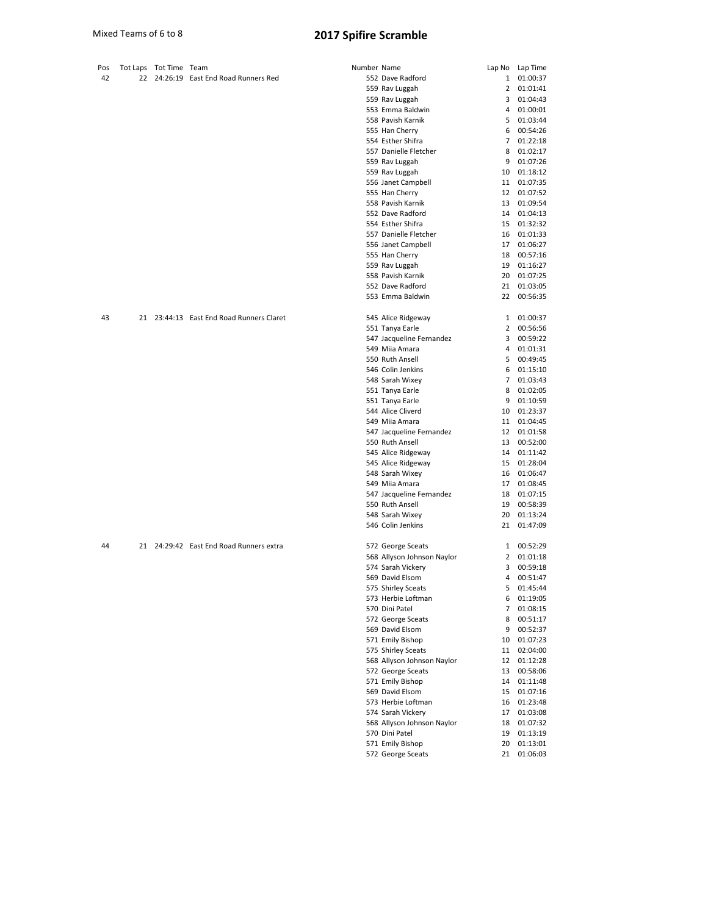Mixed Teams of 6 to 8

# 2017 Spifire Scramble

| Pos | Tot Laps | Tot Time | Team | Number | Name | Lap No | Lap Time |
|---|---|---|---|---|---|---|---|
| 42 | 22 | 24:26:19 | East End Road Runners Red | 552 | Dave Radford | 1 | 01:00:37 |
| | | | | 559 | Rav Luggah | 2 | 01:01:41 |
| | | | | 559 | Rav Luggah | 3 | 01:04:43 |
| | | | | 553 | Emma Baldwin | 4 | 01:00:01 |
| | | | | 558 | Pavish Karnik | 5 | 01:03:44 |
| | | | | 555 | Han Cherry | 6 | 00:54:26 |
| | | | | 554 | Esther Shifra | 7 | 01:22:18 |
| | | | | 557 | Danielle Fletcher | 8 | 01:02:17 |
| | | | | 559 | Rav Luggah | 9 | 01:07:26 |
| | | | | 559 | Rav Luggah | 10 | 01:18:12 |
| | | | | 556 | Janet Campbell | 11 | 01:07:35 |
| | | | | 555 | Han Cherry | 12 | 01:07:52 |
| | | | | 558 | Pavish Karnik | 13 | 01:09:54 |
| | | | | 552 | Dave Radford | 14 | 01:04:13 |
| | | | | 554 | Esther Shifra | 15 | 01:32:32 |
| | | | | 557 | Danielle Fletcher | 16 | 01:01:33 |
| | | | | 556 | Janet Campbell | 17 | 01:06:27 |
| | | | | 555 | Han Cherry | 18 | 00:57:16 |
| | | | | 559 | Rav Luggah | 19 | 01:16:27 |
| | | | | 558 | Pavish Karnik | 20 | 01:07:25 |
| | | | | 552 | Dave Radford | 21 | 01:03:05 |
| | | | | 553 | Emma Baldwin | 22 | 00:56:35 |
| 43 | 21 | 23:44:13 | East End Road Runners Claret | 545 | Alice Ridgeway | 1 | 01:00:37 |
| | | | | 551 | Tanya Earle | 2 | 00:56:56 |
| | | | | 547 | Jacqueline Fernandez | 3 | 00:59:22 |
| | | | | 549 | Miia Amara | 4 | 01:01:31 |
| | | | | 550 | Ruth Ansell | 5 | 00:49:45 |
| | | | | 546 | Colin Jenkins | 6 | 01:15:10 |
| | | | | 548 | Sarah Wixey | 7 | 01:03:43 |
| | | | | 551 | Tanya Earle | 8 | 01:02:05 |
| | | | | 551 | Tanya Earle | 9 | 01:10:59 |
| | | | | 544 | Alice Cliverd | 10 | 01:23:37 |
| | | | | 549 | Miia Amara | 11 | 01:04:45 |
| | | | | 547 | Jacqueline Fernandez | 12 | 01:01:58 |
| | | | | 550 | Ruth Ansell | 13 | 00:52:00 |
| | | | | 545 | Alice Ridgeway | 14 | 01:11:42 |
| | | | | 545 | Alice Ridgeway | 15 | 01:28:04 |
| | | | | 548 | Sarah Wixey | 16 | 01:06:47 |
| | | | | 549 | Miia Amara | 17 | 01:08:45 |
| | | | | 547 | Jacqueline Fernandez | 18 | 01:07:15 |
| | | | | 550 | Ruth Ansell | 19 | 00:58:39 |
| | | | | 548 | Sarah Wixey | 20 | 01:13:24 |
| | | | | 546 | Colin Jenkins | 21 | 01:47:09 |
| 44 | 21 | 24:29:42 | East End Road Runners extra | 572 | George Sceats | 1 | 00:52:29 |
| | | | | 568 | Allyson Johnson Naylor | 2 | 01:01:18 |
| | | | | 574 | Sarah Vickery | 3 | 00:59:18 |
| | | | | 569 | David Elsom | 4 | 00:51:47 |
| | | | | 575 | Shirley Sceats | 5 | 01:45:44 |
| | | | | 573 | Herbie Loftman | 6 | 01:19:05 |
| | | | | 570 | Dini Patel | 7 | 01:08:15 |
| | | | | 572 | George Sceats | 8 | 00:51:17 |
| | | | | 569 | David Elsom | 9 | 00:52:37 |
| | | | | 571 | Emily Bishop | 10 | 01:07:23 |
| | | | | 575 | Shirley Sceats | 11 | 02:04:00 |
| | | | | 568 | Allyson Johnson Naylor | 12 | 01:12:28 |
| | | | | 572 | George Sceats | 13 | 00:58:06 |
| | | | | 571 | Emily Bishop | 14 | 01:11:48 |
| | | | | 569 | David Elsom | 15 | 01:07:16 |
| | | | | 573 | Herbie Loftman | 16 | 01:23:48 |
| | | | | 574 | Sarah Vickery | 17 | 01:03:08 |
| | | | | 568 | Allyson Johnson Naylor | 18 | 01:07:32 |
| | | | | 570 | Dini Patel | 19 | 01:13:19 |
| | | | | 571 | Emily Bishop | 20 | 01:13:01 |
| | | | | 572 | George Sceats | 21 | 01:06:03 |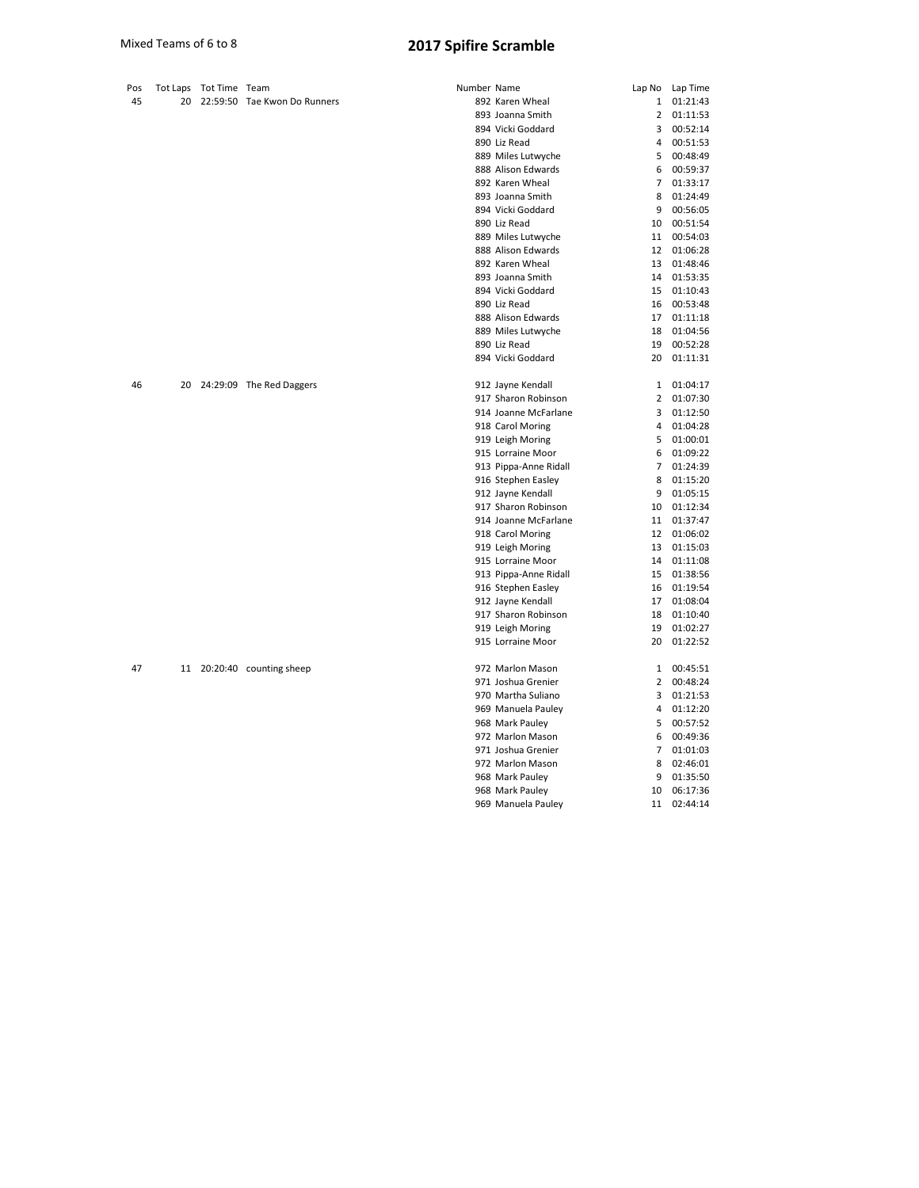Mixed Teams of 6 to 8

# 2017 Spifire Scramble

| Pos | Tot Laps | Tot Time | Team | Number | Name | Lap No | Lap Time |
|---|---|---|---|---|---|---|---|
| 45 | 20 | 22:59:50 | Tae Kwon Do Runners | 892 | Karen Wheal | 1 | 01:21:43 |
| | | | | 893 | Joanna Smith | 2 | 01:11:53 |
| | | | | 894 | Vicki Goddard | 3 | 00:52:14 |
| | | | | 890 | Liz Read | 4 | 00:51:53 |
| | | | | 889 | Miles Lutwyche | 5 | 00:48:49 |
| | | | | 888 | Alison Edwards | 6 | 00:59:37 |
| | | | | 892 | Karen Wheal | 7 | 01:33:17 |
| | | | | 893 | Joanna Smith | 8 | 01:24:49 |
| | | | | 894 | Vicki Goddard | 9 | 00:56:05 |
| | | | | 890 | Liz Read | 10 | 00:51:54 |
| | | | | 889 | Miles Lutwyche | 11 | 00:54:03 |
| | | | | 888 | Alison Edwards | 12 | 01:06:28 |
| | | | | 892 | Karen Wheal | 13 | 01:48:46 |
| | | | | 893 | Joanna Smith | 14 | 01:53:35 |
| | | | | 894 | Vicki Goddard | 15 | 01:10:43 |
| | | | | 890 | Liz Read | 16 | 00:53:48 |
| | | | | 888 | Alison Edwards | 17 | 01:11:18 |
| | | | | 889 | Miles Lutwyche | 18 | 01:04:56 |
| | | | | 890 | Liz Read | 19 | 00:52:28 |
| | | | | 894 | Vicki Goddard | 20 | 01:11:31 |
| 46 | 20 | 24:29:09 | The Red Daggers | 912 | Jayne Kendall | 1 | 01:04:17 |
| | | | | 917 | Sharon Robinson | 2 | 01:07:30 |
| | | | | 914 | Joanne McFarlane | 3 | 01:12:50 |
| | | | | 918 | Carol Moring | 4 | 01:04:28 |
| | | | | 919 | Leigh Moring | 5 | 01:00:01 |
| | | | | 915 | Lorraine Moor | 6 | 01:09:22 |
| | | | | 913 | Pippa-Anne Ridall | 7 | 01:24:39 |
| | | | | 916 | Stephen Easley | 8 | 01:15:20 |
| | | | | 912 | Jayne Kendall | 9 | 01:05:15 |
| | | | | 917 | Sharon Robinson | 10 | 01:12:34 |
| | | | | 914 | Joanne McFarlane | 11 | 01:37:47 |
| | | | | 918 | Carol Moring | 12 | 01:06:02 |
| | | | | 919 | Leigh Moring | 13 | 01:15:03 |
| | | | | 915 | Lorraine Moor | 14 | 01:11:08 |
| | | | | 913 | Pippa-Anne Ridall | 15 | 01:38:56 |
| | | | | 916 | Stephen Easley | 16 | 01:19:54 |
| | | | | 912 | Jayne Kendall | 17 | 01:08:04 |
| | | | | 917 | Sharon Robinson | 18 | 01:10:40 |
| | | | | 919 | Leigh Moring | 19 | 01:02:27 |
| | | | | 915 | Lorraine Moor | 20 | 01:22:52 |
| 47 | 11 | 20:20:40 | counting sheep | 972 | Marlon Mason | 1 | 00:45:51 |
| | | | | 971 | Joshua Grenier | 2 | 00:48:24 |
| | | | | 970 | Martha Suliano | 3 | 01:21:53 |
| | | | | 969 | Manuela Pauley | 4 | 01:12:20 |
| | | | | 968 | Mark Pauley | 5 | 00:57:52 |
| | | | | 972 | Marlon Mason | 6 | 00:49:36 |
| | | | | 971 | Joshua Grenier | 7 | 01:01:03 |
| | | | | 972 | Marlon Mason | 8 | 02:46:01 |
| | | | | 968 | Mark Pauley | 9 | 01:35:50 |
| | | | | 968 | Mark Pauley | 10 | 06:17:36 |
| | | | | 969 | Manuela Pauley | 11 | 02:44:14 |